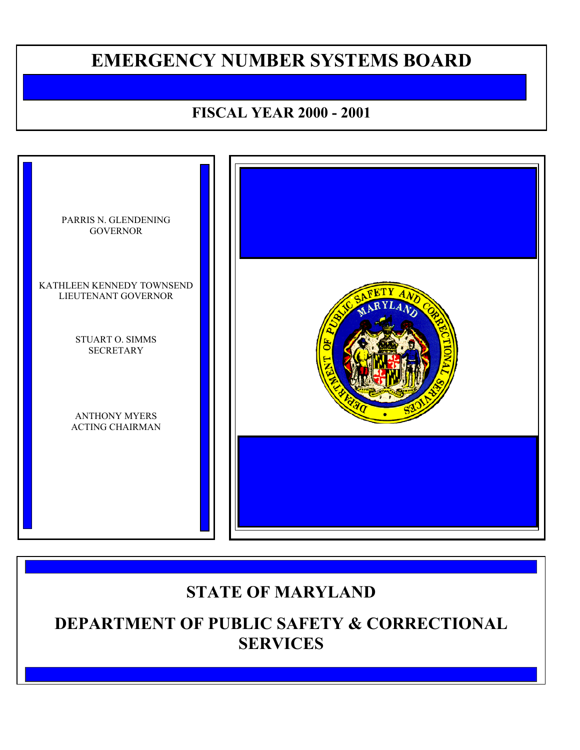# EMERGENCY NUMBER SYSTEMS BOARD

## FISCAL YEAR 2000 - 2001

PARRIS N. GLENDENING
GOVERNOR

KATHLEEN KENNEDY TOWNSEND
LIEUTENANT GOVERNOR

STUART O. SIMMS
SECRETARY

ANTHONY MYERS
ACTING CHAIRMAN

## STATE OF MARYLAND

## DEPARTMENT OF PUBLIC SAFETY & CORRECTIONAL SERVICES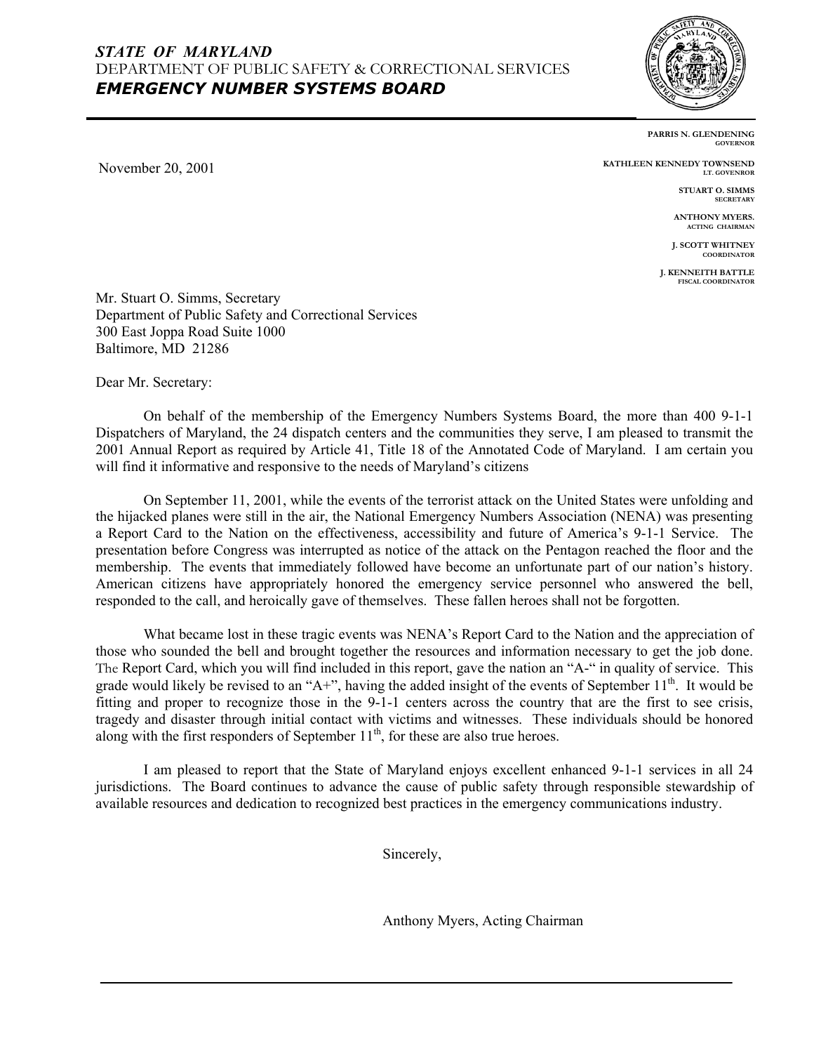***STATE OF MARYLAND***
DEPARTMENT OF PUBLIC SAFETY & CORRECTIONAL SERVICES
***EMERGENCY NUMBER SYSTEMS BOARD***

**PARRIS N. GLENDENING**
GOVERNOR

**KATHLEEN KENNEDY TOWNSEND**
LT. GOVENROR

**STUART O. SIMMS**
SECRETARY

**ANTHONY MYERS.**
ACTING CHAIRMAN

**J. SCOTT WHITNEY**
COORDINATOR

**J. KENNEITH BATTLE**
FISCAL COORDINATOR

November 20, 2001

Mr. Stuart O. Simms, Secretary
Department of Public Safety and Correctional Services
300 East Joppa Road Suite 1000
Baltimore, MD 21286

Dear Mr. Secretary:

On behalf of the membership of the Emergency Numbers Systems Board, the more than 400 9-1-1 Dispatchers of Maryland, the 24 dispatch centers and the communities they serve, I am pleased to transmit the 2001 Annual Report as required by Article 41, Title 18 of the Annotated Code of Maryland. I am certain you will find it informative and responsive to the needs of Maryland's citizens

On September 11, 2001, while the events of the terrorist attack on the United States were unfolding and the hijacked planes were still in the air, the National Emergency Numbers Association (NENA) was presenting a Report Card to the Nation on the effectiveness, accessibility and future of America's 9-1-1 Service. The presentation before Congress was interrupted as notice of the attack on the Pentagon reached the floor and the membership. The events that immediately followed have become an unfortunate part of our nation's history. American citizens have appropriately honored the emergency service personnel who answered the bell, responded to the call, and heroically gave of themselves. These fallen heroes shall not be forgotten.

What became lost in these tragic events was NENA's Report Card to the Nation and the appreciation of those who sounded the bell and brought together the resources and information necessary to get the job done. The Report Card, which you will find included in this report, gave the nation an "A-" in quality of service. This grade would likely be revised to an "A+", having the added insight of the events of September 11th. It would be fitting and proper to recognize those in the 9-1-1 centers across the country that are the first to see crisis, tragedy and disaster through initial contact with victims and witnesses. These individuals should be honored along with the first responders of September 11th, for these are also true heroes.

I am pleased to report that the State of Maryland enjoys excellent enhanced 9-1-1 services in all 24 jurisdictions. The Board continues to advance the cause of public safety through responsible stewardship of available resources and dedication to recognized best practices in the emergency communications industry.

Sincerely,

Anthony Myers, Acting Chairman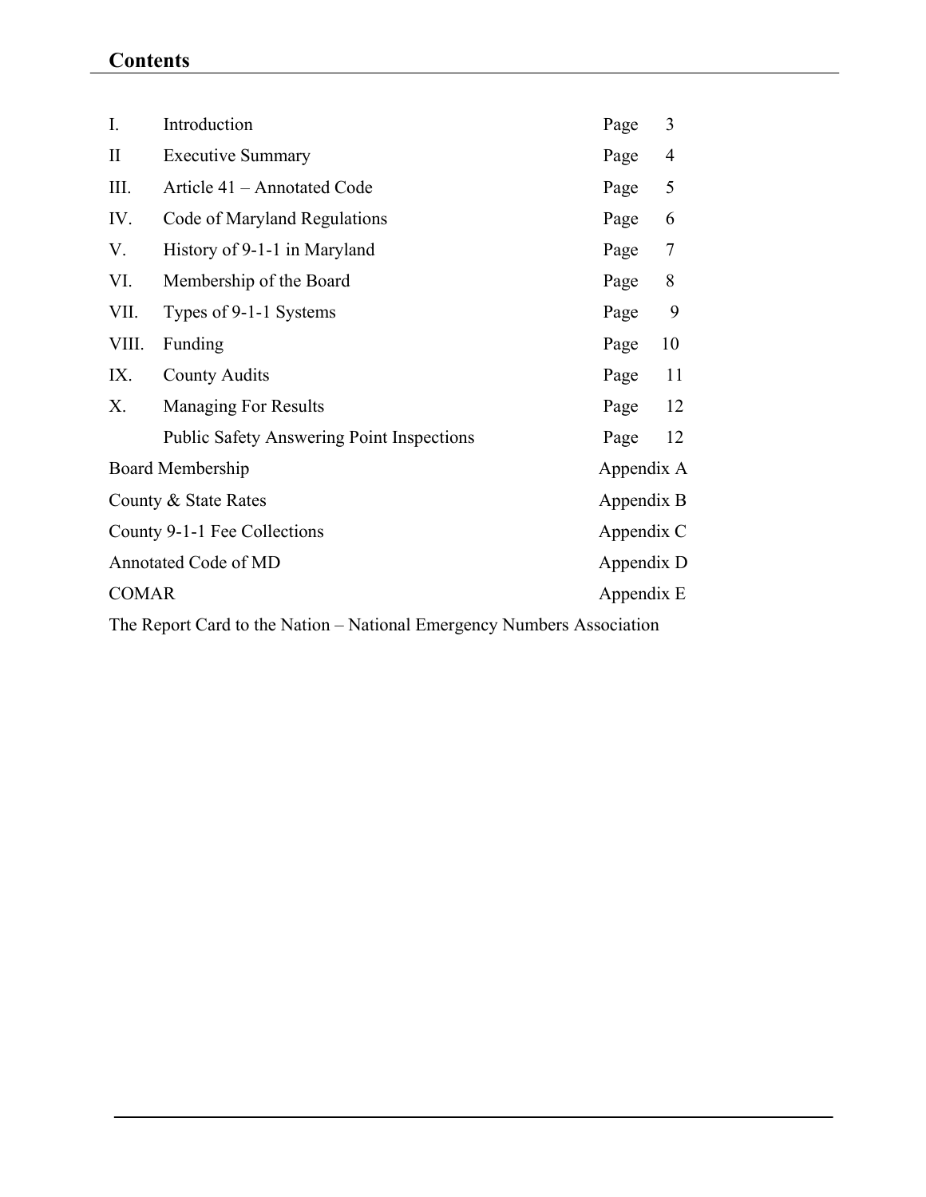## Contents

| | | |
|---|---|---|
| I. | Introduction | Page 3 |
| II | Executive Summary | Page 4 |
| III. | Article 41 – Annotated Code | Page 5 |
| IV. | Code of Maryland Regulations | Page 6 |
| V. | History of 9-1-1 in Maryland | Page 7 |
| VI. | Membership of the Board | Page 8 |
| VII. | Types of 9-1-1 Systems | Page 9 |
| VIII. | Funding | Page 10 |
| IX. | County Audits | Page 11 |
| X. | Managing For Results | Page 12 |
| | Public Safety Answering Point Inspections | Page 12 |
| Board Membership | | Appendix A |
| County & State Rates | | Appendix B |
| County 9-1-1 Fee Collections | | Appendix C |
| Annotated Code of MD | | Appendix D |
| COMAR | | Appendix E |

The Report Card to the Nation – National Emergency Numbers Association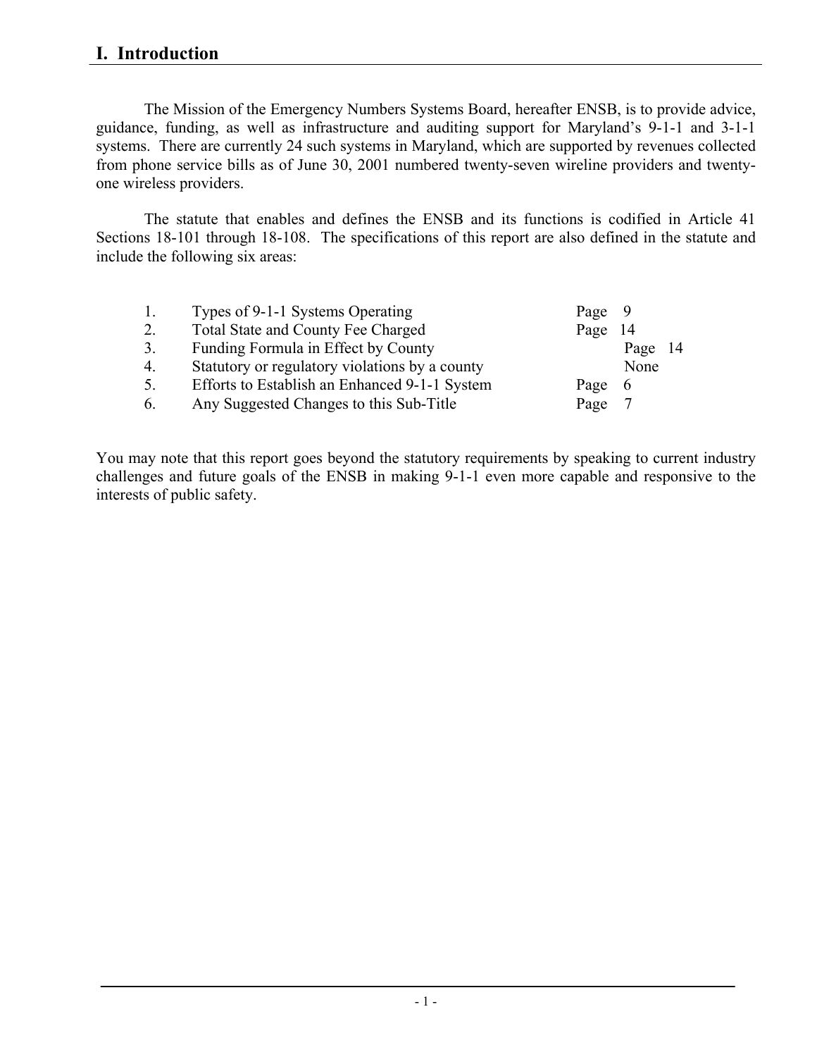# I. Introduction

The Mission of the Emergency Numbers Systems Board, hereafter ENSB, is to provide advice, guidance, funding, as well as infrastructure and auditing support for Maryland's 9-1-1 and 3-1-1 systems. There are currently 24 such systems in Maryland, which are supported by revenues collected from phone service bills as of June 30, 2001 numbered twenty-seven wireline providers and twenty-one wireless providers.

The statute that enables and defines the ENSB and its functions is codified in Article 41 Sections 18-101 through 18-108. The specifications of this report are also defined in the statute and include the following six areas:

| | | |
|---|---|---|
| 1. | Types of 9-1-1 Systems Operating | Page 9 |
| 2. | Total State and County Fee Charged | Page 14 |
| 3. | Funding Formula in Effect by County | Page 14 |
| 4. | Statutory or regulatory violations by a county | None |
| 5. | Efforts to Establish an Enhanced 9-1-1 System | Page 6 |
| 6. | Any Suggested Changes to this Sub-Title | Page 7 |

You may note that this report goes beyond the statutory requirements by speaking to current industry challenges and future goals of the ENSB in making 9-1-1 even more capable and responsive to the interests of public safety.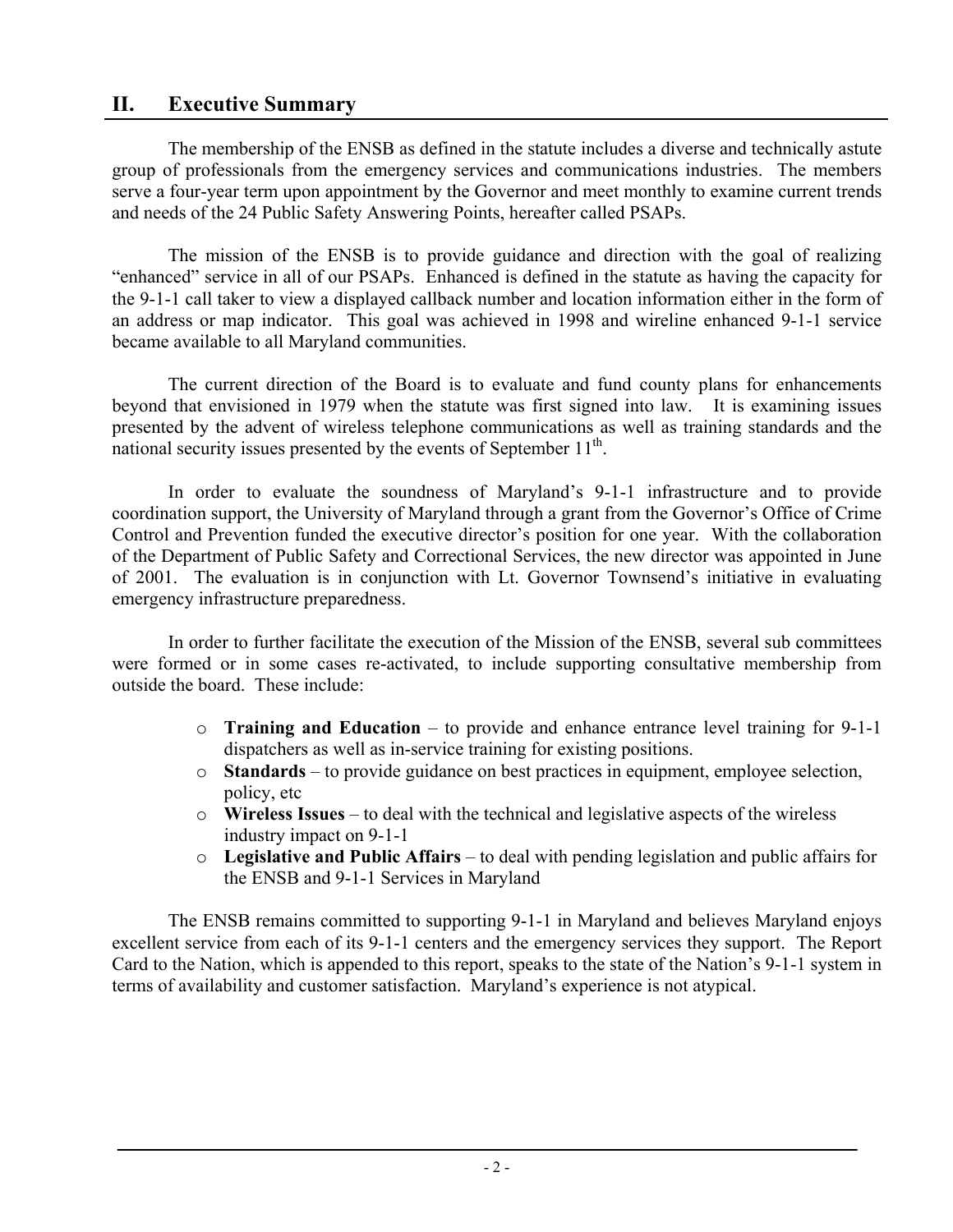## II. Executive Summary

The membership of the ENSB as defined in the statute includes a diverse and technically astute group of professionals from the emergency services and communications industries. The members serve a four-year term upon appointment by the Governor and meet monthly to examine current trends and needs of the 24 Public Safety Answering Points, hereafter called PSAPs.

The mission of the ENSB is to provide guidance and direction with the goal of realizing "enhanced" service in all of our PSAPs. Enhanced is defined in the statute as having the capacity for the 9-1-1 call taker to view a displayed callback number and location information either in the form of an address or map indicator. This goal was achieved in 1998 and wireline enhanced 9-1-1 service became available to all Maryland communities.

The current direction of the Board is to evaluate and fund county plans for enhancements beyond that envisioned in 1979 when the statute was first signed into law. It is examining issues presented by the advent of wireless telephone communications as well as training standards and the national security issues presented by the events of September 11th.

In order to evaluate the soundness of Maryland's 9-1-1 infrastructure and to provide coordination support, the University of Maryland through a grant from the Governor's Office of Crime Control and Prevention funded the executive director's position for one year. With the collaboration of the Department of Public Safety and Correctional Services, the new director was appointed in June of 2001. The evaluation is in conjunction with Lt. Governor Townsend's initiative in evaluating emergency infrastructure preparedness.

In order to further facilitate the execution of the Mission of the ENSB, several sub committees were formed or in some cases re-activated, to include supporting consultative membership from outside the board. These include:

- **Training and Education** – to provide and enhance entrance level training for 9-1-1 dispatchers as well as in-service training for existing positions.
- **Standards** – to provide guidance on best practices in equipment, employee selection, policy, etc
- **Wireless Issues** – to deal with the technical and legislative aspects of the wireless industry impact on 9-1-1
- **Legislative and Public Affairs** – to deal with pending legislation and public affairs for the ENSB and 9-1-1 Services in Maryland

The ENSB remains committed to supporting 9-1-1 in Maryland and believes Maryland enjoys excellent service from each of its 9-1-1 centers and the emergency services they support. The Report Card to the Nation, which is appended to this report, speaks to the state of the Nation's 9-1-1 system in terms of availability and customer satisfaction. Maryland's experience is not atypical.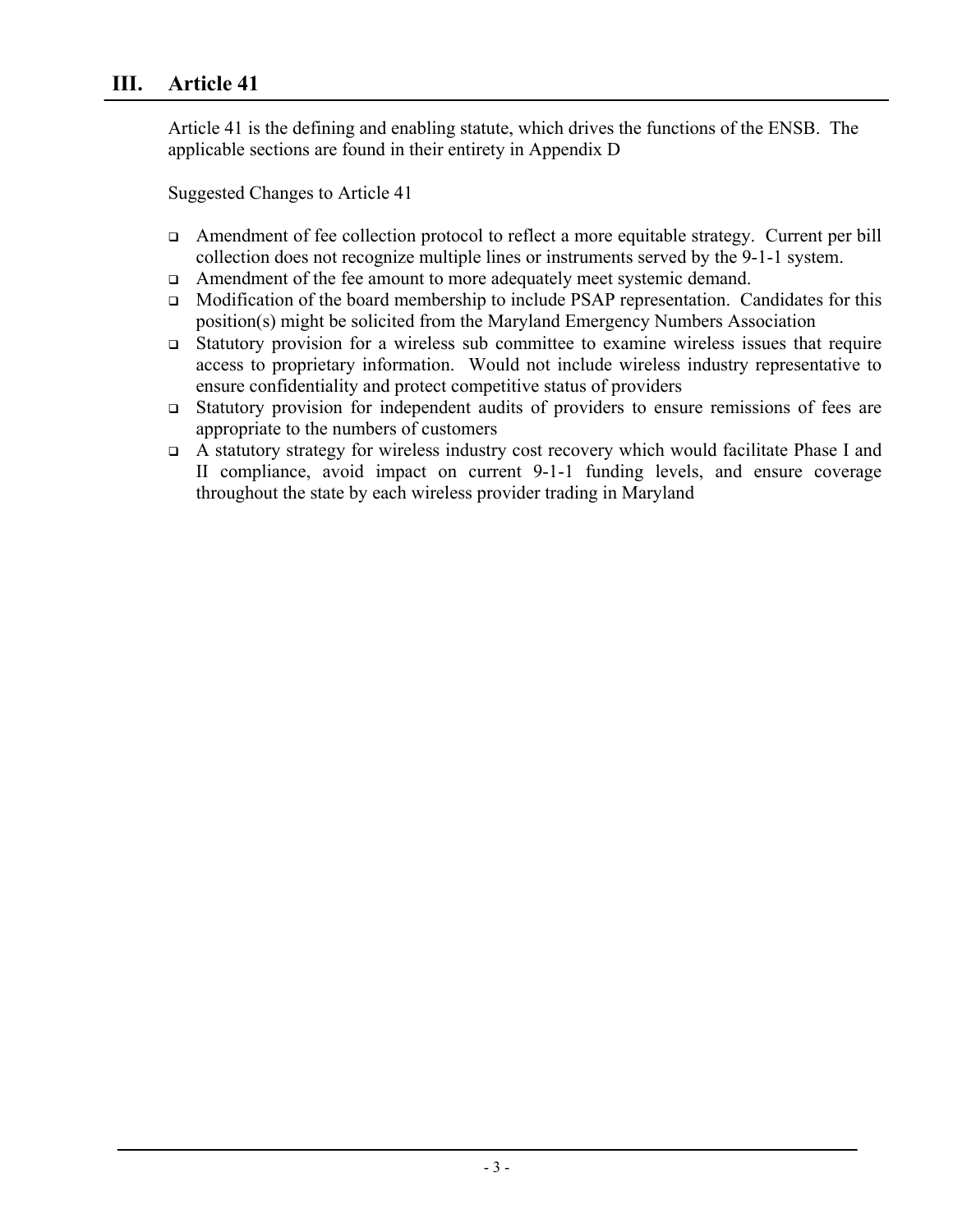# III. Article 41

Article 41 is the defining and enabling statute, which drives the functions of the ENSB. The applicable sections are found in their entirety in Appendix D

Suggested Changes to Article 41

- Amendment of fee collection protocol to reflect a more equitable strategy. Current per bill collection does not recognize multiple lines or instruments served by the 9-1-1 system.
- Amendment of the fee amount to more adequately meet systemic demand.
- Modification of the board membership to include PSAP representation. Candidates for this position(s) might be solicited from the Maryland Emergency Numbers Association
- Statutory provision for a wireless sub committee to examine wireless issues that require access to proprietary information. Would not include wireless industry representative to ensure confidentiality and protect competitive status of providers
- Statutory provision for independent audits of providers to ensure remissions of fees are appropriate to the numbers of customers
- A statutory strategy for wireless industry cost recovery which would facilitate Phase I and II compliance, avoid impact on current 9-1-1 funding levels, and ensure coverage throughout the state by each wireless provider trading in Maryland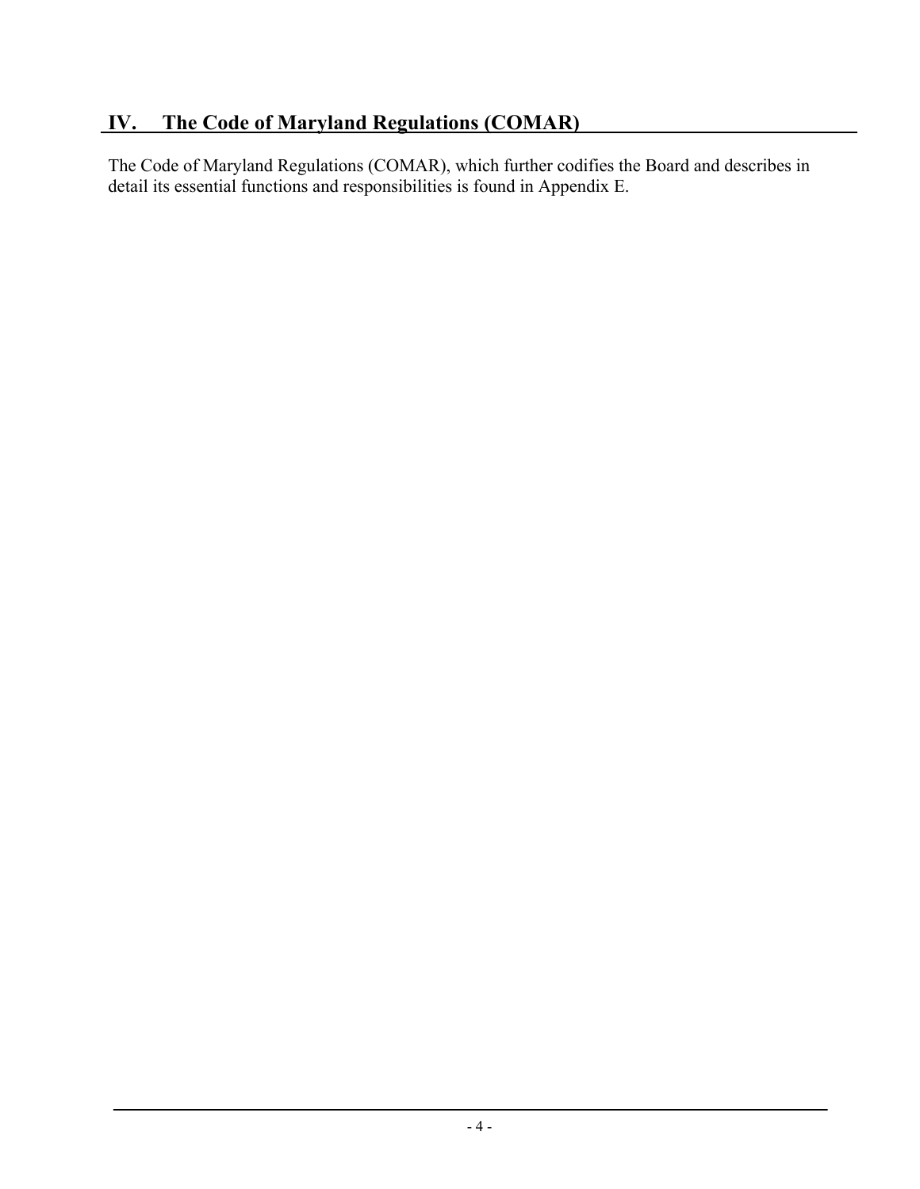## IV. The Code of Maryland Regulations (COMAR)

The Code of Maryland Regulations (COMAR), which further codifies the Board and describes in detail its essential functions and responsibilities is found in Appendix E.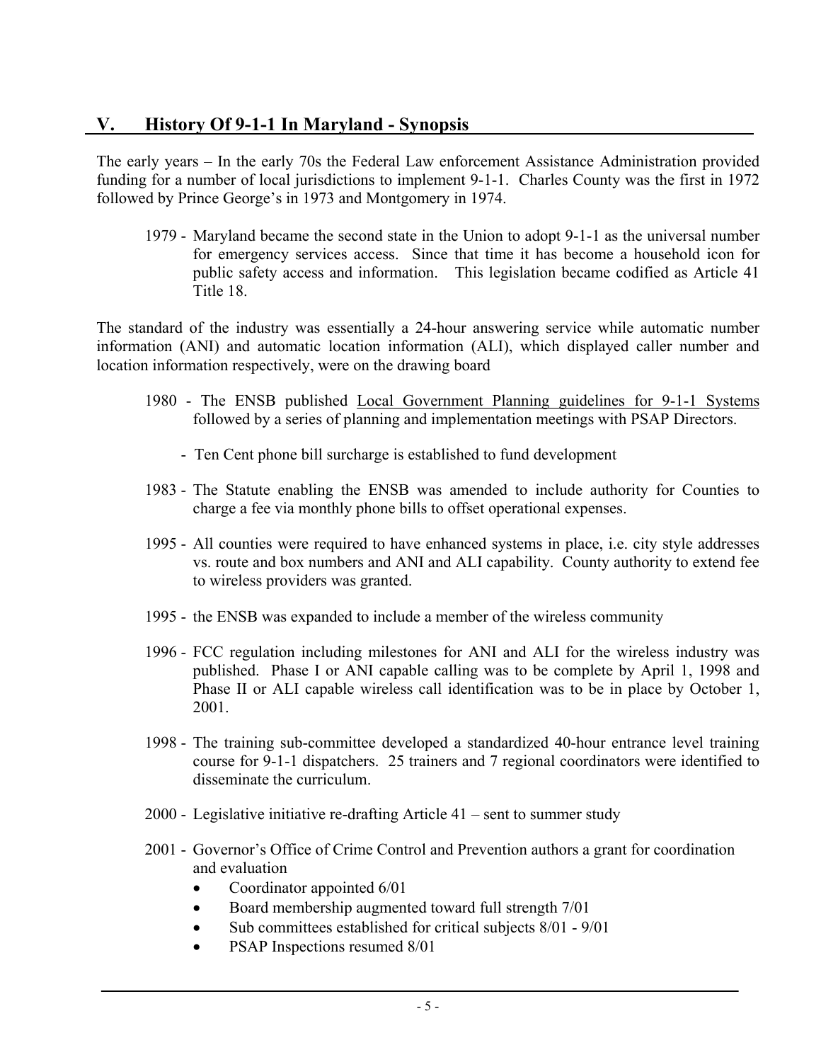## V. History Of 9-1-1 In Maryland - Synopsis

The early years – In the early 70s the Federal Law enforcement Assistance Administration provided funding for a number of local jurisdictions to implement 9-1-1. Charles County was the first in 1972 followed by Prince George's in 1973 and Montgomery in 1974.

1979 - Maryland became the second state in the Union to adopt 9-1-1 as the universal number for emergency services access. Since that time it has become a household icon for public safety access and information. This legislation became codified as Article 41 Title 18.

The standard of the industry was essentially a 24-hour answering service while automatic number information (ANI) and automatic location information (ALI), which displayed caller number and location information respectively, were on the drawing board

1980 - The ENSB published Local Government Planning guidelines for 9-1-1 Systems followed by a series of planning and implementation meetings with PSAP Directors.

- Ten Cent phone bill surcharge is established to fund development

1983 - The Statute enabling the ENSB was amended to include authority for Counties to charge a fee via monthly phone bills to offset operational expenses.

1995 - All counties were required to have enhanced systems in place, i.e. city style addresses vs. route and box numbers and ANI and ALI capability. County authority to extend fee to wireless providers was granted.

1995 - the ENSB was expanded to include a member of the wireless community

1996 - FCC regulation including milestones for ANI and ALI for the wireless industry was published. Phase I or ANI capable calling was to be complete by April 1, 1998 and Phase II or ALI capable wireless call identification was to be in place by October 1, 2001.

1998 - The training sub-committee developed a standardized 40-hour entrance level training course for 9-1-1 dispatchers. 25 trainers and 7 regional coordinators were identified to disseminate the curriculum.

2000 - Legislative initiative re-drafting Article 41 – sent to summer study

2001 - Governor's Office of Crime Control and Prevention authors a grant for coordination and evaluation

- Coordinator appointed 6/01
- Board membership augmented toward full strength 7/01
- Sub committees established for critical subjects 8/01 - 9/01
- PSAP Inspections resumed 8/01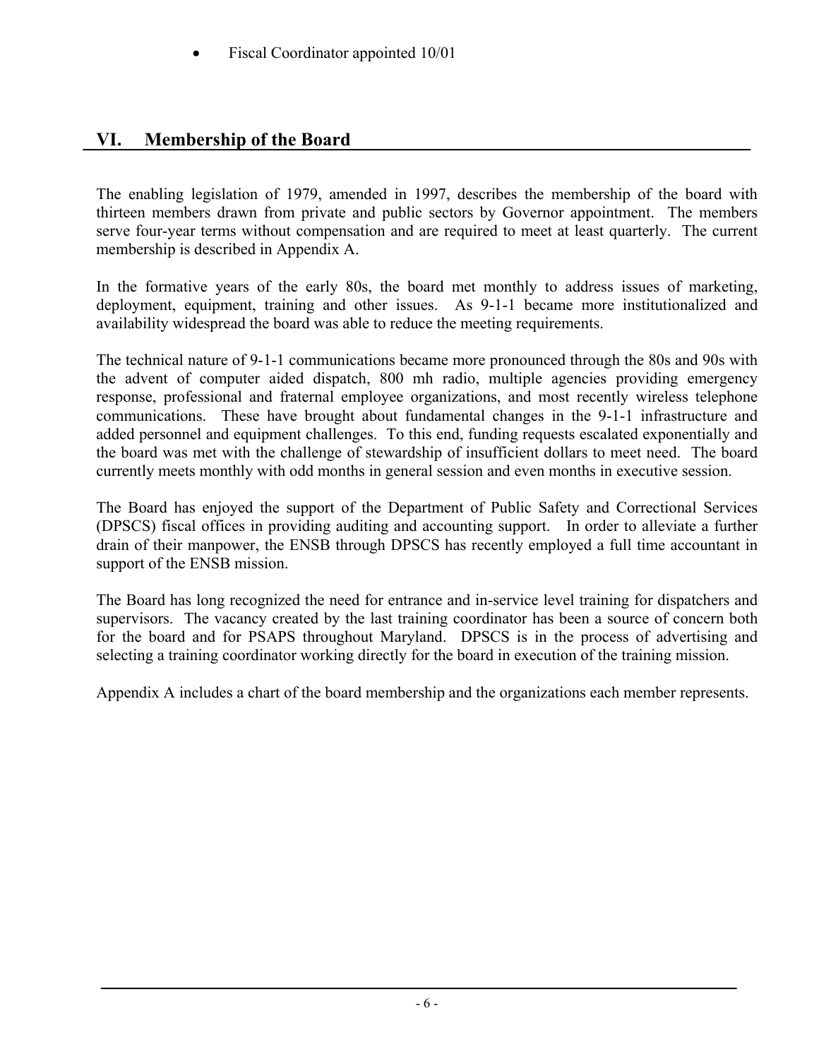- Fiscal Coordinator appointed 10/01

## VI. Membership of the Board

The enabling legislation of 1979, amended in 1997, describes the membership of the board with thirteen members drawn from private and public sectors by Governor appointment. The members serve four-year terms without compensation and are required to meet at least quarterly. The current membership is described in Appendix A.

In the formative years of the early 80s, the board met monthly to address issues of marketing, deployment, equipment, training and other issues. As 9-1-1 became more institutionalized and availability widespread the board was able to reduce the meeting requirements.

The technical nature of 9-1-1 communications became more pronounced through the 80s and 90s with the advent of computer aided dispatch, 800 mh radio, multiple agencies providing emergency response, professional and fraternal employee organizations, and most recently wireless telephone communications. These have brought about fundamental changes in the 9-1-1 infrastructure and added personnel and equipment challenges. To this end, funding requests escalated exponentially and the board was met with the challenge of stewardship of insufficient dollars to meet need. The board currently meets monthly with odd months in general session and even months in executive session.

The Board has enjoyed the support of the Department of Public Safety and Correctional Services (DPSCS) fiscal offices in providing auditing and accounting support. In order to alleviate a further drain of their manpower, the ENSB through DPSCS has recently employed a full time accountant in support of the ENSB mission.

The Board has long recognized the need for entrance and in-service level training for dispatchers and supervisors. The vacancy created by the last training coordinator has been a source of concern both for the board and for PSAPS throughout Maryland. DPSCS is in the process of advertising and selecting a training coordinator working directly for the board in execution of the training mission.

Appendix A includes a chart of the board membership and the organizations each member represents.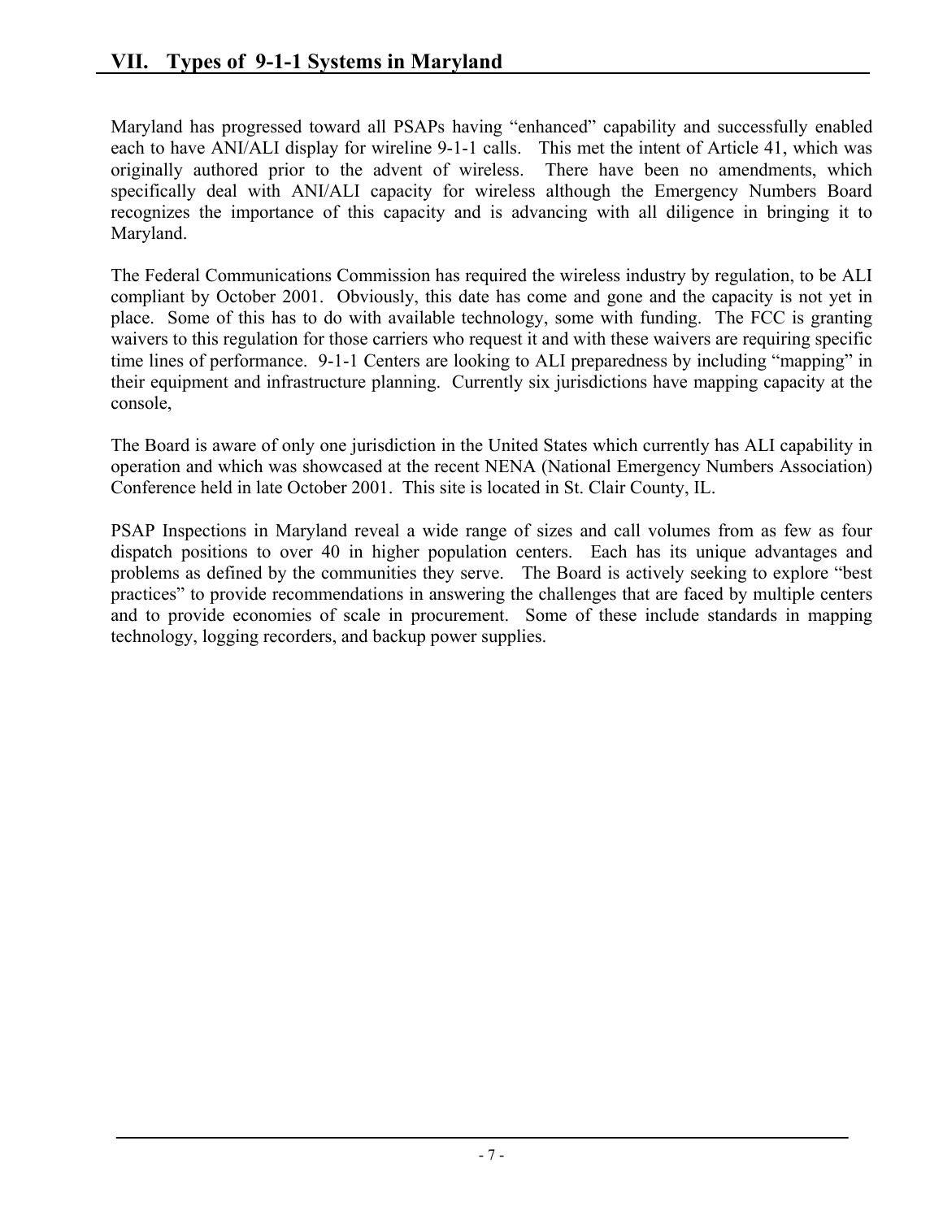## VII. Types of 9-1-1 Systems in Maryland

Maryland has progressed toward all PSAPs having "enhanced" capability and successfully enabled each to have ANI/ALI display for wireline 9-1-1 calls. This met the intent of Article 41, which was originally authored prior to the advent of wireless. There have been no amendments, which specifically deal with ANI/ALI capacity for wireless although the Emergency Numbers Board recognizes the importance of this capacity and is advancing with all diligence in bringing it to Maryland.

The Federal Communications Commission has required the wireless industry by regulation, to be ALI compliant by October 2001. Obviously, this date has come and gone and the capacity is not yet in place. Some of this has to do with available technology, some with funding. The FCC is granting waivers to this regulation for those carriers who request it and with these waivers are requiring specific time lines of performance. 9-1-1 Centers are looking to ALI preparedness by including "mapping" in their equipment and infrastructure planning. Currently six jurisdictions have mapping capacity at the console,

The Board is aware of only one jurisdiction in the United States which currently has ALI capability in operation and which was showcased at the recent NENA (National Emergency Numbers Association) Conference held in late October 2001. This site is located in St. Clair County, IL.

PSAP Inspections in Maryland reveal a wide range of sizes and call volumes from as few as four dispatch positions to over 40 in higher population centers. Each has its unique advantages and problems as defined by the communities they serve. The Board is actively seeking to explore "best practices" to provide recommendations in answering the challenges that are faced by multiple centers and to provide economies of scale in procurement. Some of these include standards in mapping technology, logging recorders, and backup power supplies.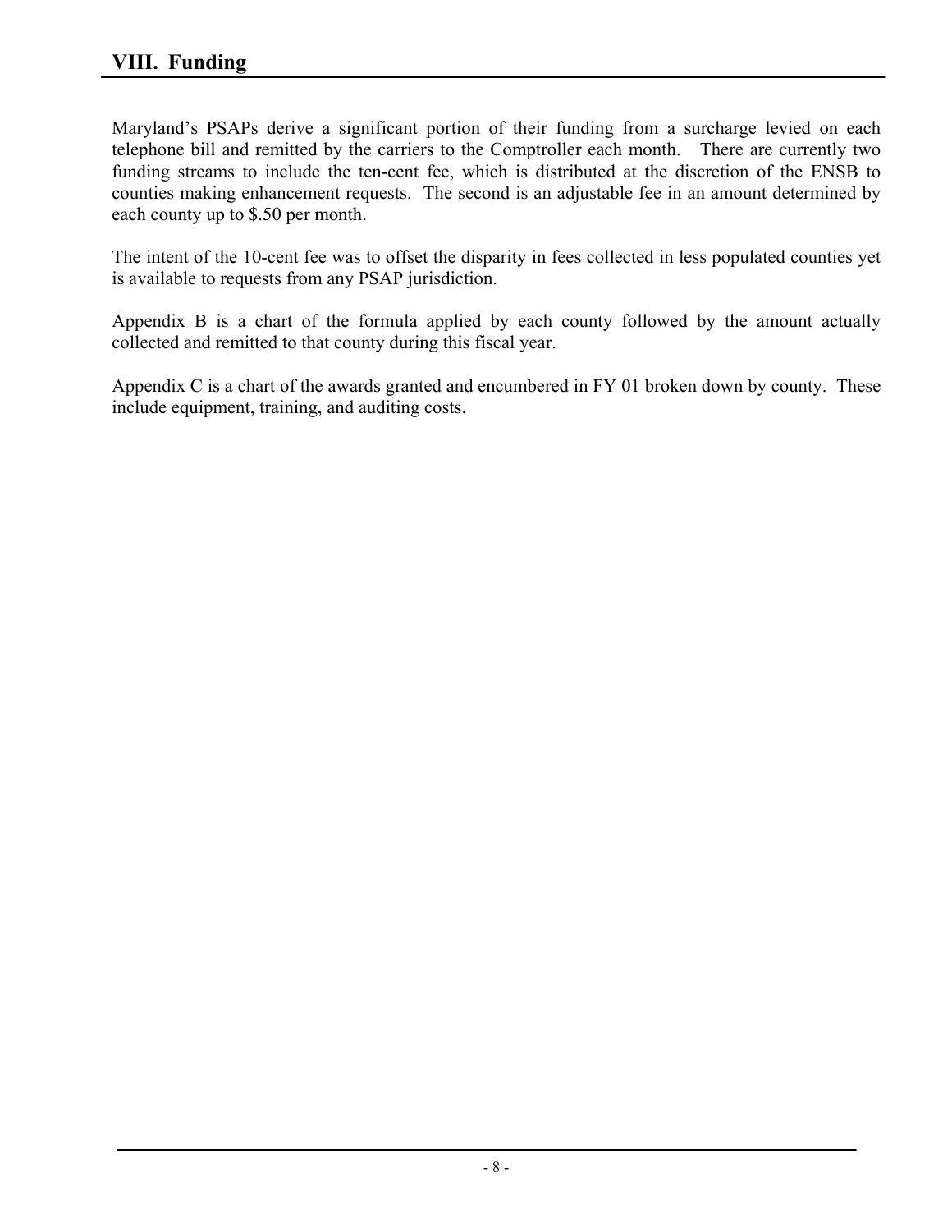## VIII. Funding

Maryland's PSAPs derive a significant portion of their funding from a surcharge levied on each telephone bill and remitted by the carriers to the Comptroller each month. There are currently two funding streams to include the ten-cent fee, which is distributed at the discretion of the ENSB to counties making enhancement requests. The second is an adjustable fee in an amount determined by each county up to $.50 per month.

The intent of the 10-cent fee was to offset the disparity in fees collected in less populated counties yet is available to requests from any PSAP jurisdiction.

Appendix B is a chart of the formula applied by each county followed by the amount actually collected and remitted to that county during this fiscal year.

Appendix C is a chart of the awards granted and encumbered in FY 01 broken down by county. These include equipment, training, and auditing costs.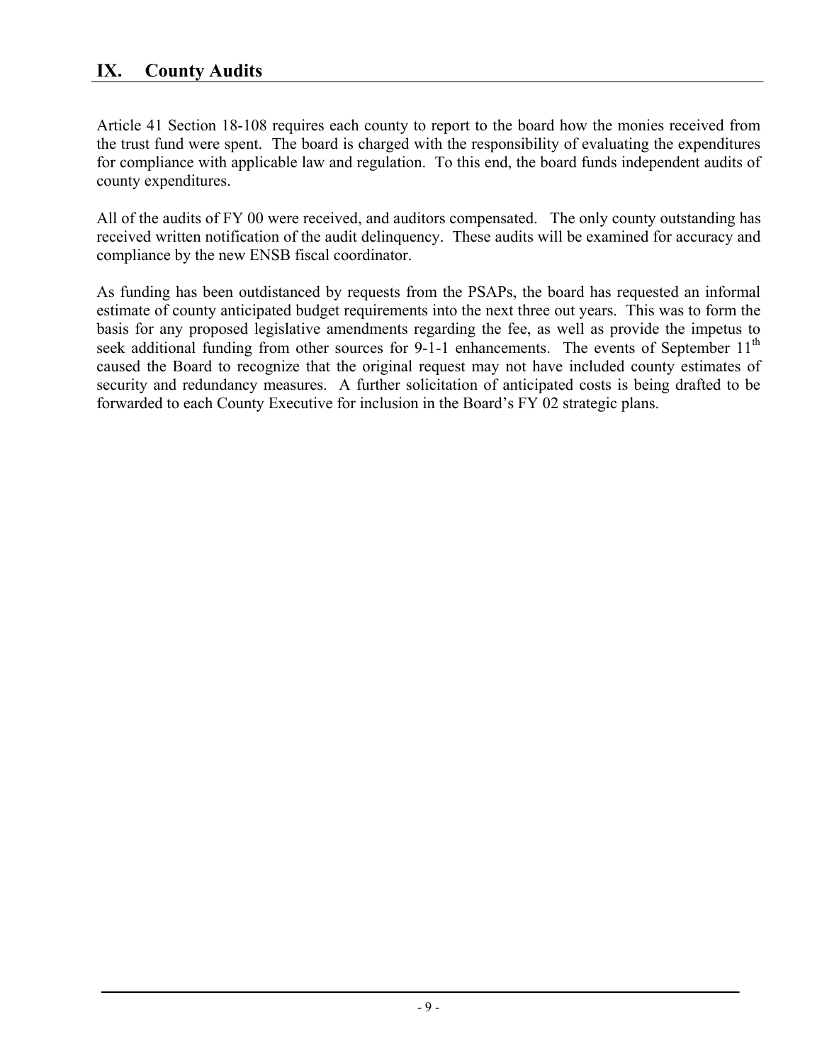## IX. County Audits

Article 41 Section 18-108 requires each county to report to the board how the monies received from the trust fund were spent. The board is charged with the responsibility of evaluating the expenditures for compliance with applicable law and regulation. To this end, the board funds independent audits of county expenditures.

All of the audits of FY 00 were received, and auditors compensated. The only county outstanding has received written notification of the audit delinquency. These audits will be examined for accuracy and compliance by the new ENSB fiscal coordinator.

As funding has been outdistanced by requests from the PSAPs, the board has requested an informal estimate of county anticipated budget requirements into the next three out years. This was to form the basis for any proposed legislative amendments regarding the fee, as well as provide the impetus to seek additional funding from other sources for 9-1-1 enhancements. The events of September 11th caused the Board to recognize that the original request may not have included county estimates of security and redundancy measures. A further solicitation of anticipated costs is being drafted to be forwarded to each County Executive for inclusion in the Board's FY 02 strategic plans.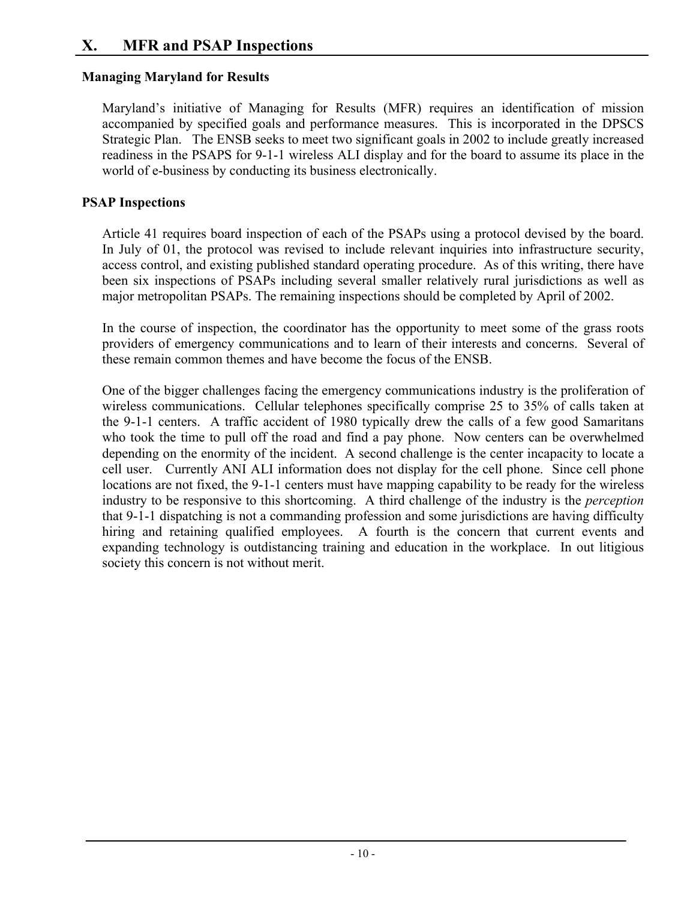# X. MFR and PSAP Inspections

### Managing Maryland for Results

Maryland's initiative of Managing for Results (MFR) requires an identification of mission accompanied by specified goals and performance measures. This is incorporated in the DPSCS Strategic Plan. The ENSB seeks to meet two significant goals in 2002 to include greatly increased readiness in the PSAPS for 9-1-1 wireless ALI display and for the board to assume its place in the world of e-business by conducting its business electronically.

### PSAP Inspections

Article 41 requires board inspection of each of the PSAPs using a protocol devised by the board. In July of 01, the protocol was revised to include relevant inquiries into infrastructure security, access control, and existing published standard operating procedure. As of this writing, there have been six inspections of PSAPs including several smaller relatively rural jurisdictions as well as major metropolitan PSAPs. The remaining inspections should be completed by April of 2002.

In the course of inspection, the coordinator has the opportunity to meet some of the grass roots providers of emergency communications and to learn of their interests and concerns. Several of these remain common themes and have become the focus of the ENSB.

One of the bigger challenges facing the emergency communications industry is the proliferation of wireless communications. Cellular telephones specifically comprise 25 to 35% of calls taken at the 9-1-1 centers. A traffic accident of 1980 typically drew the calls of a few good Samaritans who took the time to pull off the road and find a pay phone. Now centers can be overwhelmed depending on the enormity of the incident. A second challenge is the center incapacity to locate a cell user. Currently ANI ALI information does not display for the cell phone. Since cell phone locations are not fixed, the 9-1-1 centers must have mapping capability to be ready for the wireless industry to be responsive to this shortcoming. A third challenge of the industry is the *perception* that 9-1-1 dispatching is not a commanding profession and some jurisdictions are having difficulty hiring and retaining qualified employees. A fourth is the concern that current events and expanding technology is outdistancing training and education in the workplace. In out litigious society this concern is not without merit.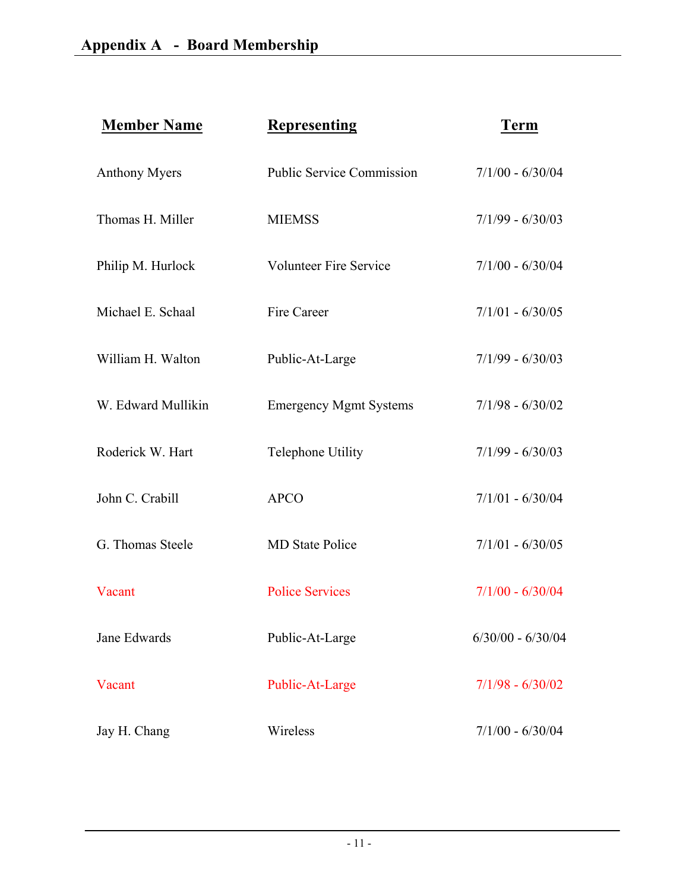## Appendix A - Board Membership

| Member Name | Representing | Term |
|---|---|---|
| Anthony Myers | Public Service Commission | 7/1/00 - 6/30/04 |
| Thomas H. Miller | MIEMSS | 7/1/99 - 6/30/03 |
| Philip M. Hurlock | Volunteer Fire Service | 7/1/00 - 6/30/04 |
| Michael E. Schaal | Fire Career | 7/1/01 - 6/30/05 |
| William H. Walton | Public-At-Large | 7/1/99 - 6/30/03 |
| W. Edward Mullikin | Emergency Mgmt Systems | 7/1/98 - 6/30/02 |
| Roderick W. Hart | Telephone Utility | 7/1/99 - 6/30/03 |
| John C. Crabill | APCO | 7/1/01 - 6/30/04 |
| G. Thomas Steele | MD State Police | 7/1/01 - 6/30/05 |
| Vacant | Police Services | 7/1/00 - 6/30/04 |
| Jane Edwards | Public-At-Large | 6/30/00 - 6/30/04 |
| Vacant | Public-At-Large | 7/1/98 - 6/30/02 |
| Jay H. Chang | Wireless | 7/1/00 - 6/30/04 |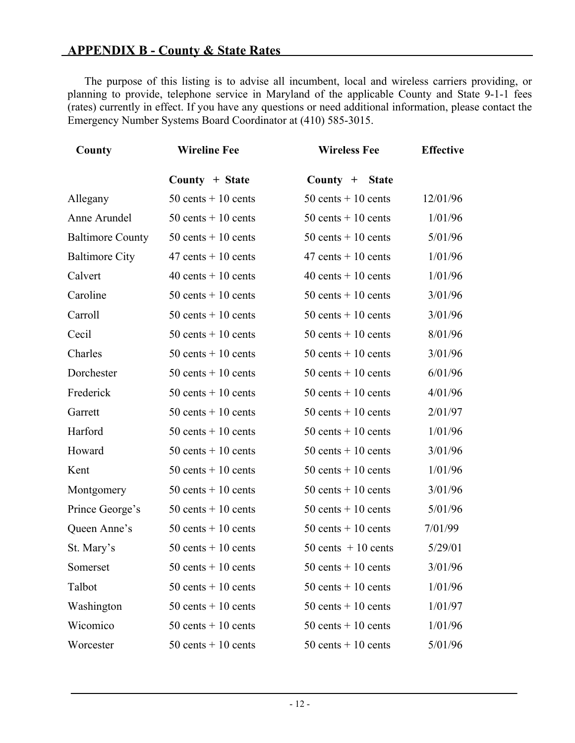## APPENDIX B - County & State Rates

The purpose of this listing is to advise all incumbent, local and wireless carriers providing, or planning to provide, telephone service in Maryland of the applicable County and State 9-1-1 fees (rates) currently in effect. If you have any questions or need additional information, please contact the Emergency Number Systems Board Coordinator at (410) 585-3015.

| County | Wireline Fee | Wireless Fee | Effective |
|---|---|---|---|
| | County + State | County + State | |
| Allegany | 50 cents + 10 cents | 50 cents + 10 cents | 12/01/96 |
| Anne Arundel | 50 cents + 10 cents | 50 cents + 10 cents | 1/01/96 |
| Baltimore County | 50 cents + 10 cents | 50 cents + 10 cents | 5/01/96 |
| Baltimore City | 47 cents + 10 cents | 47 cents + 10 cents | 1/01/96 |
| Calvert | 40 cents + 10 cents | 40 cents + 10 cents | 1/01/96 |
| Caroline | 50 cents + 10 cents | 50 cents + 10 cents | 3/01/96 |
| Carroll | 50 cents + 10 cents | 50 cents + 10 cents | 3/01/96 |
| Cecil | 50 cents + 10 cents | 50 cents + 10 cents | 8/01/96 |
| Charles | 50 cents + 10 cents | 50 cents + 10 cents | 3/01/96 |
| Dorchester | 50 cents + 10 cents | 50 cents + 10 cents | 6/01/96 |
| Frederick | 50 cents + 10 cents | 50 cents + 10 cents | 4/01/96 |
| Garrett | 50 cents + 10 cents | 50 cents + 10 cents | 2/01/97 |
| Harford | 50 cents + 10 cents | 50 cents + 10 cents | 1/01/96 |
| Howard | 50 cents + 10 cents | 50 cents + 10 cents | 3/01/96 |
| Kent | 50 cents + 10 cents | 50 cents + 10 cents | 1/01/96 |
| Montgomery | 50 cents + 10 cents | 50 cents + 10 cents | 3/01/96 |
| Prince George's | 50 cents + 10 cents | 50 cents + 10 cents | 5/01/96 |
| Queen Anne's | 50 cents + 10 cents | 50 cents + 10 cents | 7/01/99 |
| St. Mary's | 50 cents + 10 cents | 50 cents + 10 cents | 5/29/01 |
| Somerset | 50 cents + 10 cents | 50 cents + 10 cents | 3/01/96 |
| Talbot | 50 cents + 10 cents | 50 cents + 10 cents | 1/01/96 |
| Washington | 50 cents + 10 cents | 50 cents + 10 cents | 1/01/97 |
| Wicomico | 50 cents + 10 cents | 50 cents + 10 cents | 1/01/96 |
| Worcester | 50 cents + 10 cents | 50 cents + 10 cents | 5/01/96 |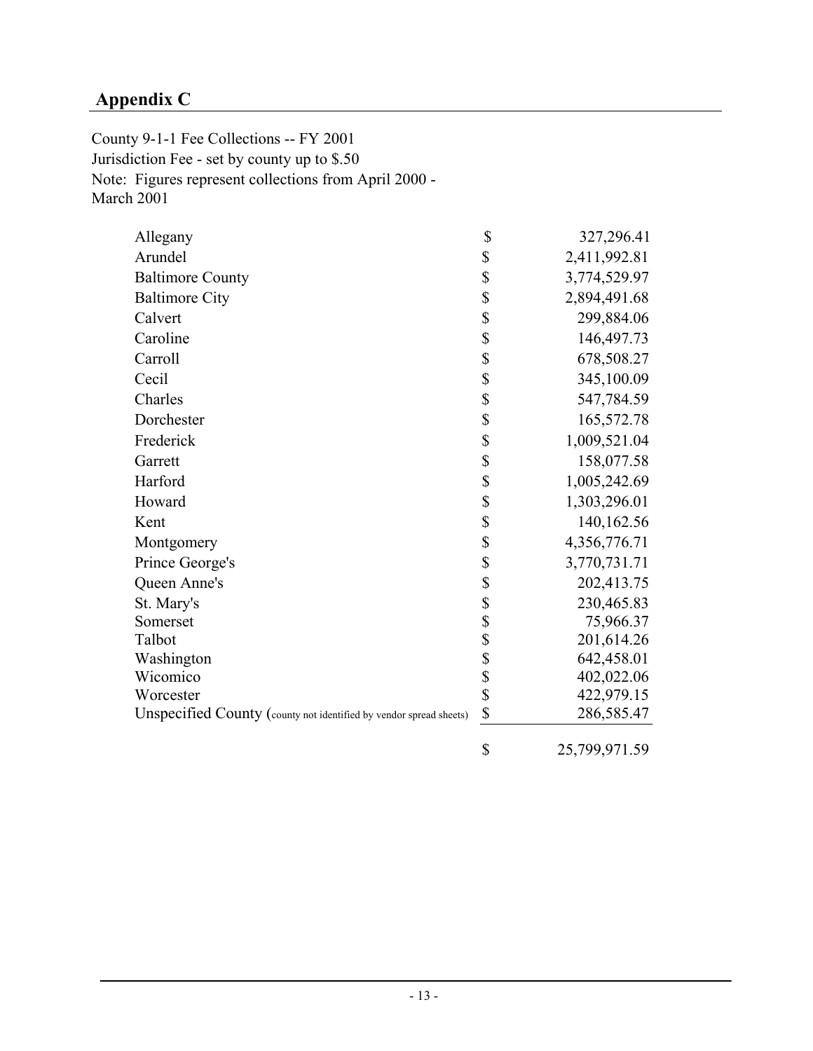## Appendix C

County 9-1-1 Fee Collections -- FY 2001
Jurisdiction Fee - set by county up to $.50
Note: Figures represent collections from April 2000 - March 2001

| County | | Amount |
|---|---|---|
| Allegany | $ | 327,296.41 |
| Arundel | $ | 2,411,992.81 |
| Baltimore County | $ | 3,774,529.97 |
| Baltimore City | $ | 2,894,491.68 |
| Calvert | $ | 299,884.06 |
| Caroline | $ | 146,497.73 |
| Carroll | $ | 678,508.27 |
| Cecil | $ | 345,100.09 |
| Charles | $ | 547,784.59 |
| Dorchester | $ | 165,572.78 |
| Frederick | $ | 1,009,521.04 |
| Garrett | $ | 158,077.58 |
| Harford | $ | 1,005,242.69 |
| Howard | $ | 1,303,296.01 |
| Kent | $ | 140,162.56 |
| Montgomery | $ | 4,356,776.71 |
| Prince George's | $ | 3,770,731.71 |
| Queen Anne's | $ | 202,413.75 |
| St. Mary's | $ | 230,465.83 |
| Somerset | $ | 75,966.37 |
| Talbot | $ | 201,614.26 |
| Washington | $ | 642,458.01 |
| Wicomico | $ | 402,022.06 |
| Worcester | $ | 422,979.15 |
| Unspecified County (county not identified by vendor spread sheets) | $ | 286,585.47 |
| | $ | 25,799,971.59 |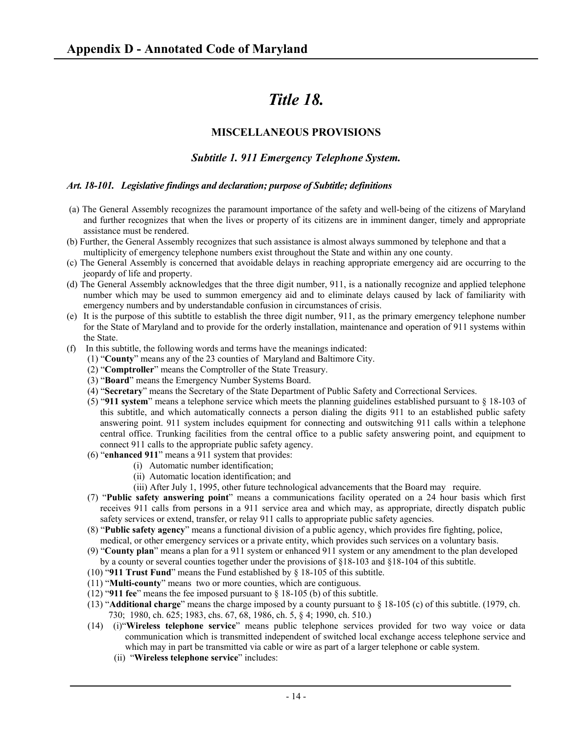# Appendix D - Annotated Code of Maryland

# *Title 18.*

## MISCELLANEOUS PROVISIONS

### *Subtitle 1. 911 Emergency Telephone System.*

#### *Art. 18-101. Legislative findings and declaration; purpose of Subtitle; definitions*

(a) The General Assembly recognizes the paramount importance of the safety and well-being of the citizens of Maryland and further recognizes that when the lives or property of its citizens are in imminent danger, timely and appropriate assistance must be rendered.

(b) Further, the General Assembly recognizes that such assistance is almost always summoned by telephone and that a multiplicity of emergency telephone numbers exist throughout the State and within any one county.

(c) The General Assembly is concerned that avoidable delays in reaching appropriate emergency aid are occurring to the jeopardy of life and property.

(d) The General Assembly acknowledges that the three digit number, 911, is a nationally recognize and applied telephone number which may be used to summon emergency aid and to eliminate delays caused by lack of familiarity with emergency numbers and by understandable confusion in circumstances of crisis.

(e) It is the purpose of this subtitle to establish the three digit number, 911, as the primary emergency telephone number for the State of Maryland and to provide for the orderly installation, maintenance and operation of 911 systems within the State.

(f) In this subtitle, the following words and terms have the meanings indicated:

(1) "**County**" means any of the 23 counties of Maryland and Baltimore City.

(2) "**Comptroller**" means the Comptroller of the State Treasury.

(3) "**Board**" means the Emergency Number Systems Board.

(4) "**Secretary**" means the Secretary of the State Department of Public Safety and Correctional Services.

(5) "**911 system**" means a telephone service which meets the planning guidelines established pursuant to § 18-103 of this subtitle, and which automatically connects a person dialing the digits 911 to an established public safety answering point. 911 system includes equipment for connecting and outswitching 911 calls within a telephone central office. Trunking facilities from the central office to a public safety answering point, and equipment to connect 911 calls to the appropriate public safety agency.

(6) "**enhanced 911**" means a 911 system that provides:

(i) Automatic number identification;

(ii) Automatic location identification; and

(iii) After July 1, 1995, other future technological advancements that the Board may require.

(7) "**Public safety answering point**" means a communications facility operated on a 24 hour basis which first receives 911 calls from persons in a 911 service area and which may, as appropriate, directly dispatch public safety services or extend, transfer, or relay 911 calls to appropriate public safety agencies.

(8) "**Public safety agency**" means a functional division of a public agency, which provides fire fighting, police, medical, or other emergency services or a private entity, which provides such services on a voluntary basis.

(9) "**County plan**" means a plan for a 911 system or enhanced 911 system or any amendment to the plan developed by a county or several counties together under the provisions of §18-103 and §18-104 of this subtitle.

(10) "**911 Trust Fund**" means the Fund established by § 18-105 of this subtitle.

(11) "**Multi-county**" means two or more counties, which are contiguous.

(12) "**911 fee**" means the fee imposed pursuant to § 18-105 (b) of this subtitle.

(13) "**Additional charge**" means the charge imposed by a county pursuant to § 18-105 (c) of this subtitle. (1979, ch. 730; 1980, ch. 625; 1983, chs. 67, 68, 1986, ch. 5, § 4; 1990, ch. 510.)

(14) (i)"**Wireless telephone service**" means public telephone services provided for two way voice or data communication which is transmitted independent of switched local exchange access telephone service and which may in part be transmitted via cable or wire as part of a larger telephone or cable system.

(ii) "**Wireless telephone service**" includes: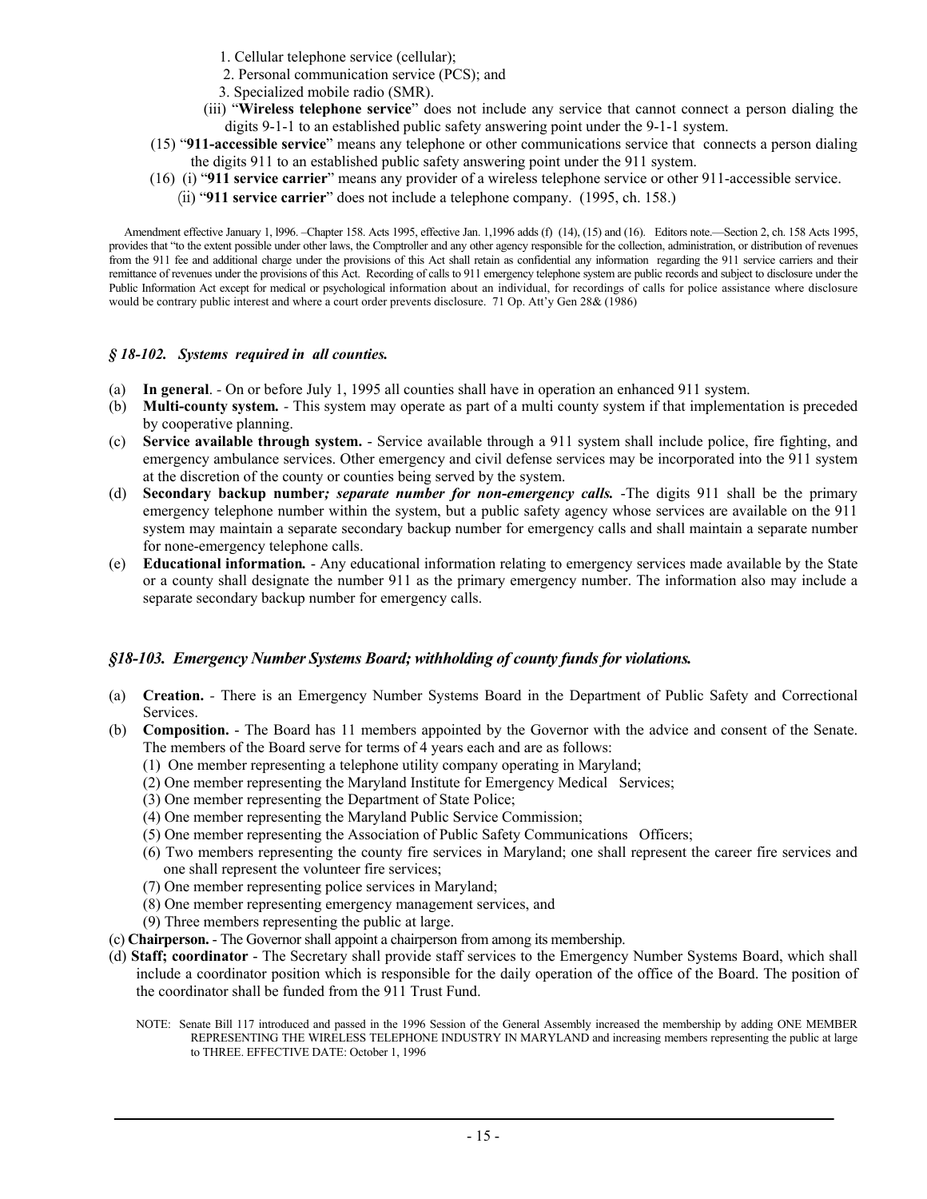1. Cellular telephone service (cellular);
2. Personal communication service (PCS); and
3. Specialized mobile radio (SMR).

(iii) "**Wireless telephone service**" does not include any service that cannot connect a person dialing the digits 9-1-1 to an established public safety answering point under the 9-1-1 system.

(15) "**911-accessible service**" means any telephone or other communications service that connects a person dialing the digits 911 to an established public safety answering point under the 911 system.

(16) (i) "**911 service carrier**" means any provider of a wireless telephone service or other 911-accessible service.

(ii) "**911 service carrier**" does not include a telephone company. (1995, ch. 158.)

Amendment effective January 1, l996. –Chapter 158. Acts 1995, effective Jan. 1,1996 adds (f) (14), (15) and (16). Editors note.—Section 2, ch. 158 Acts 1995, provides that "to the extent possible under other laws, the Comptroller and any other agency responsible for the collection, administration, or distribution of revenues from the 911 fee and additional charge under the provisions of this Act shall retain as confidential any information regarding the 911 service carriers and their remittance of revenues under the provisions of this Act. Recording of calls to 911 emergency telephone system are public records and subject to disclosure under the Public Information Act except for medical or psychological information about an individual, for recordings of calls for police assistance where disclosure would be contrary public interest and where a court order prevents disclosure. 71 Op. Att'y Gen 28& (1986)

### *§ 18-102. Systems required in all counties.*

(a) **In general**. - On or before July 1, 1995 all counties shall have in operation an enhanced 911 system.

(b) ***Multi-county system.*** - This system may operate as part of a multi county system if that implementation is preceded by cooperative planning.

(c) **Service available through system.** - Service available through a 911 system shall include police, fire fighting, and emergency ambulance services. Other emergency and civil defense services may be incorporated into the 911 system at the discretion of the county or counties being served by the system.

(d) **Secondary backup number*; separate number for non-emergency calls.*** -The digits 911 shall be the primary emergency telephone number within the system, but a public safety agency whose services are available on the 911 system may maintain a separate secondary backup number for emergency calls and shall maintain a separate number for none-emergency telephone calls.

(e) ***Educational information.*** - Any educational information relating to emergency services made available by the State or a county shall designate the number 911 as the primary emergency number. The information also may include a separate secondary backup number for emergency calls.

### *§18-103. Emergency Number Systems Board; withholding of county funds for violations.*

(a) **Creation.** - There is an Emergency Number Systems Board in the Department of Public Safety and Correctional Services.

(b) **Composition.** - The Board has 11 members appointed by the Governor with the advice and consent of the Senate. The members of the Board serve for terms of 4 years each and are as follows:
   (1) One member representing a telephone utility company operating in Maryland;
   (2) One member representing the Maryland Institute for Emergency Medical Services;
   (3) One member representing the Department of State Police;
   (4) One member representing the Maryland Public Service Commission;
   (5) One member representing the Association of Public Safety Communications Officers;
   (6) Two members representing the county fire services in Maryland; one shall represent the career fire services and one shall represent the volunteer fire services;
   (7) One member representing police services in Maryland;
   (8) One member representing emergency management services, and
   (9) Three members representing the public at large.

(c) **Chairperson.** - The Governor shall appoint a chairperson from among its membership.

(d) **Staff; coordinator** - The Secretary shall provide staff services to the Emergency Number Systems Board, which shall include a coordinator position which is responsible for the daily operation of the office of the Board. The position of the coordinator shall be funded from the 911 Trust Fund.

NOTE: Senate Bill 117 introduced and passed in the 1996 Session of the General Assembly increased the membership by adding ONE MEMBER REPRESENTING THE WIRELESS TELEPHONE INDUSTRY IN MARYLAND and increasing members representing the public at large to THREE. EFFECTIVE DATE: October 1, 1996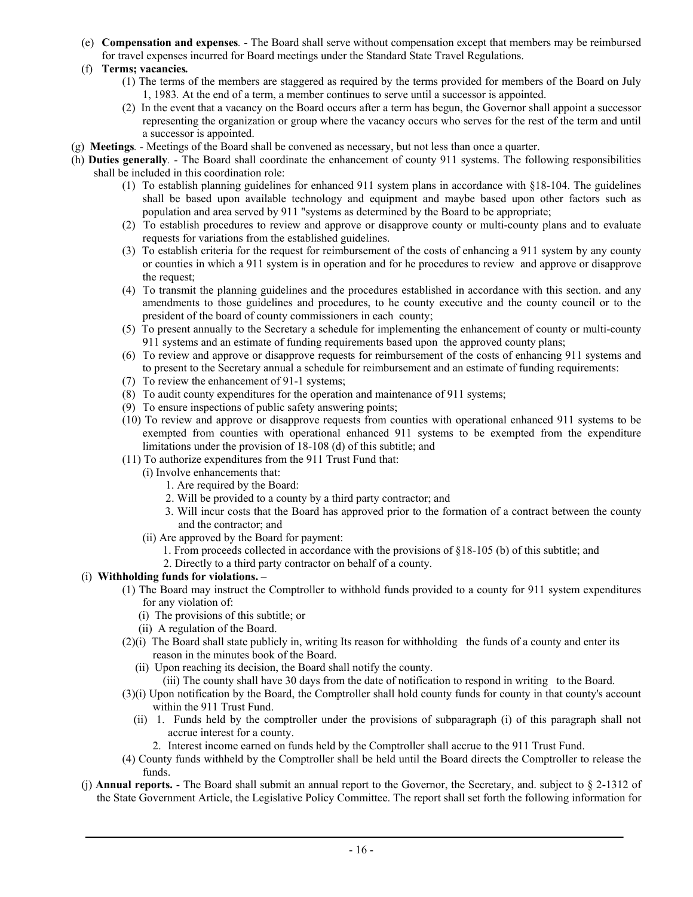(e) **Compensation and expenses**. - The Board shall serve without compensation except that members may be reimbursed for travel expenses incurred for Board meetings under the Standard State Travel Regulations.

(f) **Terms; vacancies.**

(1) The terms of the members are staggered as required by the terms provided for members of the Board on July 1, 1983. At the end of a term, a member continues to serve until a successor is appointed.

(2) In the event that a vacancy on the Board occurs after a term has begun, the Governor shall appoint a successor representing the organization or group where the vacancy occurs who serves for the rest of the term and until a successor is appointed.

(g) **Meetings**. - Meetings of the Board shall be convened as necessary, but not less than once a quarter.

(h) **Duties generally**. - The Board shall coordinate the enhancement of county 911 systems. The following responsibilities shall be included in this coordination role:

(1) To establish planning guidelines for enhanced 911 system plans in accordance with §18-104. The guidelines shall be based upon available technology and equipment and maybe based upon other factors such as population and area served by 911 "systems as determined by the Board to be appropriate;

(2) To establish procedures to review and approve or disapprove county or multi-county plans and to evaluate requests for variations from the established guidelines.

(3) To establish criteria for the request for reimbursement of the costs of enhancing a 911 system by any county or counties in which a 911 system is in operation and for he procedures to review and approve or disapprove the request;

(4) To transmit the planning guidelines and the procedures established in accordance with this section. and any amendments to those guidelines and procedures, to he county executive and the county council or to the president of the board of county commissioners in each county;

(5) To present annually to the Secretary a schedule for implementing the enhancement of county or multi-county 911 systems and an estimate of funding requirements based upon the approved county plans;

(6) To review and approve or disapprove requests for reimbursement of the costs of enhancing 911 systems and to present to the Secretary annual a schedule for reimbursement and an estimate of funding requirements:

(7) To review the enhancement of 91-1 systems;

(8) To audit county expenditures for the operation and maintenance of 911 systems;

(9) To ensure inspections of public safety answering points;

(10) To review and approve or disapprove requests from counties with operational enhanced 911 systems to be exempted from counties with operational enhanced 911 systems to be exempted from the expenditure limitations under the provision of 18-108 (d) of this subtitle; and

(11) To authorize expenditures from the 911 Trust Fund that:

(i) Involve enhancements that:

1. Are required by the Board:

2. Will be provided to a county by a third party contractor; and

3. Will incur costs that the Board has approved prior to the formation of a contract between the county and the contractor; and

(ii) Are approved by the Board for payment:

1. From proceeds collected in accordance with the provisions of §18-105 (b) of this subtitle; and

2. Directly to a third party contractor on behalf of a county.

(i) **Withholding funds for violations.** –

(1) The Board may instruct the Comptroller to withhold funds provided to a county for 911 system expenditures for any violation of:

(i) The provisions of this subtitle; or

(ii) A regulation of the Board.

(2)(i) The Board shall state publicly in, writing Its reason for withholding the funds of a county and enter its reason in the minutes book of the Board.

(ii) Upon reaching its decision, the Board shall notify the county.

(iii) The county shall have 30 days from the date of notification to respond in writing to the Board.

(3)(i) Upon notification by the Board, the Comptroller shall hold county funds for county in that county's account within the 911 Trust Fund.

(ii) 1. Funds held by the comptroller under the provisions of subparagraph (i) of this paragraph shall not accrue interest for a county.

2. Interest income earned on funds held by the Comptroller shall accrue to the 911 Trust Fund.

(4) County funds withheld by the Comptroller shall be held until the Board directs the Comptroller to release the funds.

(j) **Annual reports.** - The Board shall submit an annual report to the Governor, the Secretary, and. subject to § 2-1312 of the State Government Article, the Legislative Policy Committee. The report shall set forth the following information for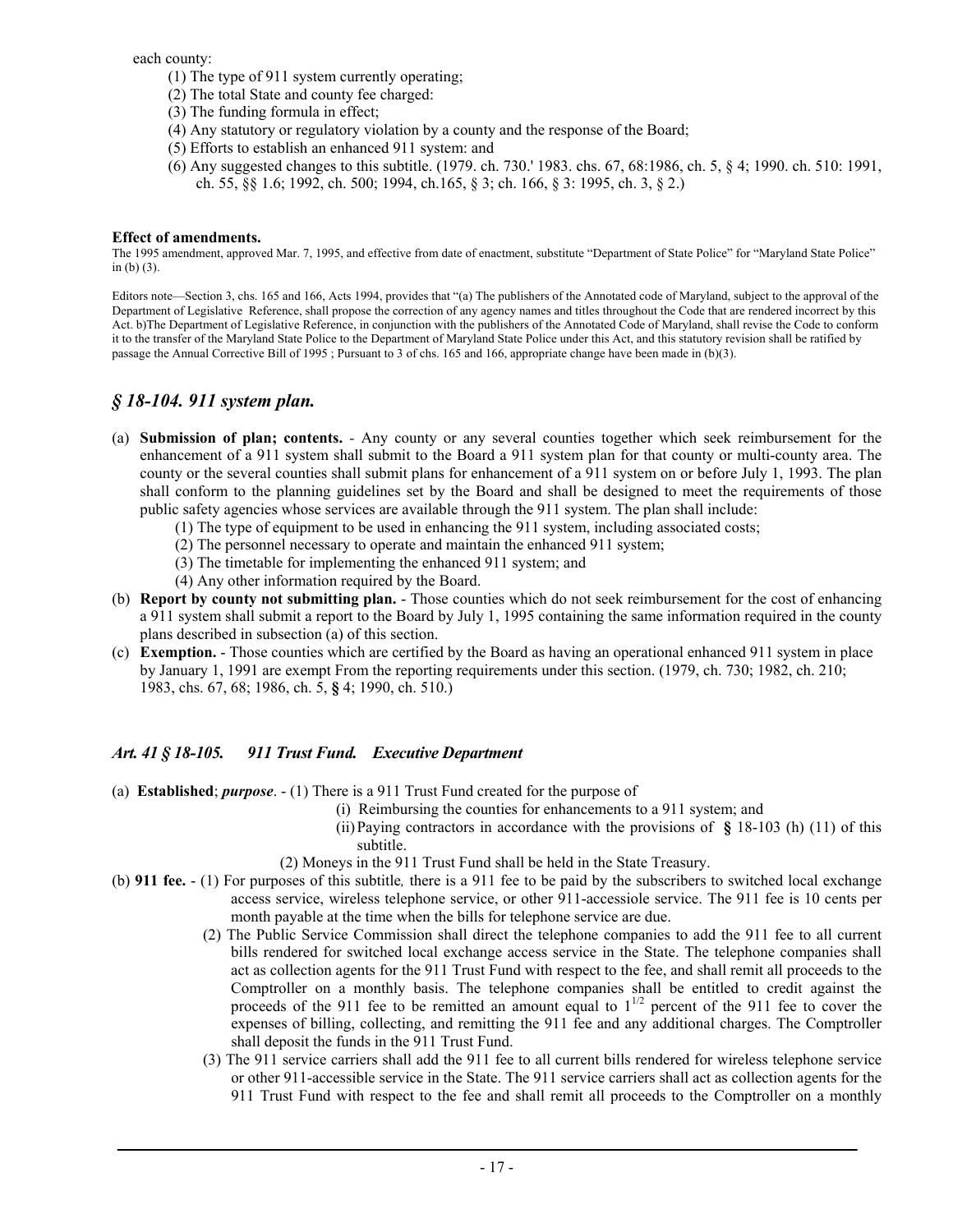each county:

(1) The type of 911 system currently operating;
(2) The total State and county fee charged:
(3) The funding formula in effect;
(4) Any statutory or regulatory violation by a county and the response of the Board;
(5) Efforts to establish an enhanced 911 system: and
(6) Any suggested changes to this subtitle. (1979. ch. 730.' 1983. chs. 67, 68:1986, ch. 5, § 4; 1990. ch. 510: 1991, ch. 55, §§ 1.6; 1992, ch. 500; 1994, ch.165, § 3; ch. 166, § 3: 1995, ch. 3, § 2.)

**Effect of amendments.**
The 1995 amendment, approved Mar. 7, 1995, and effective from date of enactment, substitute "Department of State Police" for "Maryland State Police" in (b) (3).

Editors note—Section 3, chs. 165 and 166, Acts 1994, provides that "(a) The publishers of the Annotated code of Maryland, subject to the approval of the Department of Legislative Reference, shall propose the correction of any agency names and titles throughout the Code that are rendered incorrect by this Act. b)The Department of Legislative Reference, in conjunction with the publishers of the Annotated Code of Maryland, shall revise the Code to conform it to the transfer of the Maryland State Police to the Department of Maryland State Police under this Act, and this statutory revision shall be ratified by passage the Annual Corrective Bill of 1995 ; Pursuant to 3 of chs. 165 and 166, appropriate change have been made in (b)(3).

## *§ 18-104. 911 system plan.*

(a) **Submission of plan; contents.** - Any county or any several counties together which seek reimbursement for the enhancement of a 911 system shall submit to the Board a 911 system plan for that county or multi-county area. The county or the several counties shall submit plans for enhancement of a 911 system on or before July 1, 1993. The plan shall conform to the planning guidelines set by the Board and shall be designed to meet the requirements of those public safety agencies whose services are available through the 911 system. The plan shall include:
   (1) The type of equipment to be used in enhancing the 911 system, including associated costs;
   (2) The personnel necessary to operate and maintain the enhanced 911 system;
   (3) The timetable for implementing the enhanced 911 system; and
   (4) Any other information required by the Board.
(b) **Report by county not submitting plan.** - Those counties which do not seek reimbursement for the cost of enhancing a 911 system shall submit a report to the Board by July 1, 1995 containing the same information required in the county plans described in subsection (a) of this section.
(c) **Exemption.** - Those counties which are certified by the Board as having an operational enhanced 911 system in place by January 1, 1991 are exempt From the reporting requirements under this section. (1979, ch. 730; 1982, ch. 210; 1983, chs. 67, 68; 1986, ch. 5, **§** 4; 1990, ch. 510.)

## *Art. 41 § 18-105. 911 Trust Fund. Executive Department*

(a) **Established**; ***purpose***. - (1) There is a 911 Trust Fund created for the purpose of
   (i) Reimbursing the counties for enhancements to a 911 system; and
   (ii) Paying contractors in accordance with the provisions of **§** 18-103 (h) (11) of this subtitle.
   (2) Moneys in the 911 Trust Fund shall be held in the State Treasury.
(b) **911 fee.** - (1) For purposes of this subtitle*,* there is a 911 fee to be paid by the subscribers to switched local exchange access service, wireless telephone service, or other 911-accessiole service. The 911 fee is 10 cents per month payable at the time when the bills for telephone service are due.
   (2) The Public Service Commission shall direct the telephone companies to add the 911 fee to all current bills rendered for switched local exchange access service in the State. The telephone companies shall act as collection agents for the 911 Trust Fund with respect to the fee, and shall remit all proceeds to the Comptroller on a monthly basis. The telephone companies shall be entitled to credit against the proceeds of the 911 fee to be remitted an amount equal to $1^{1/2}$ percent of the 911 fee to cover the expenses of billing, collecting, and remitting the 911 fee and any additional charges. The Comptroller shall deposit the funds in the 911 Trust Fund.
   (3) The 911 service carriers shall add the 911 fee to all current bills rendered for wireless telephone service or other 911-accessible service in the State. The 911 service carriers shall act as collection agents for the 911 Trust Fund with respect to the fee and shall remit all proceeds to the Comptroller on a monthly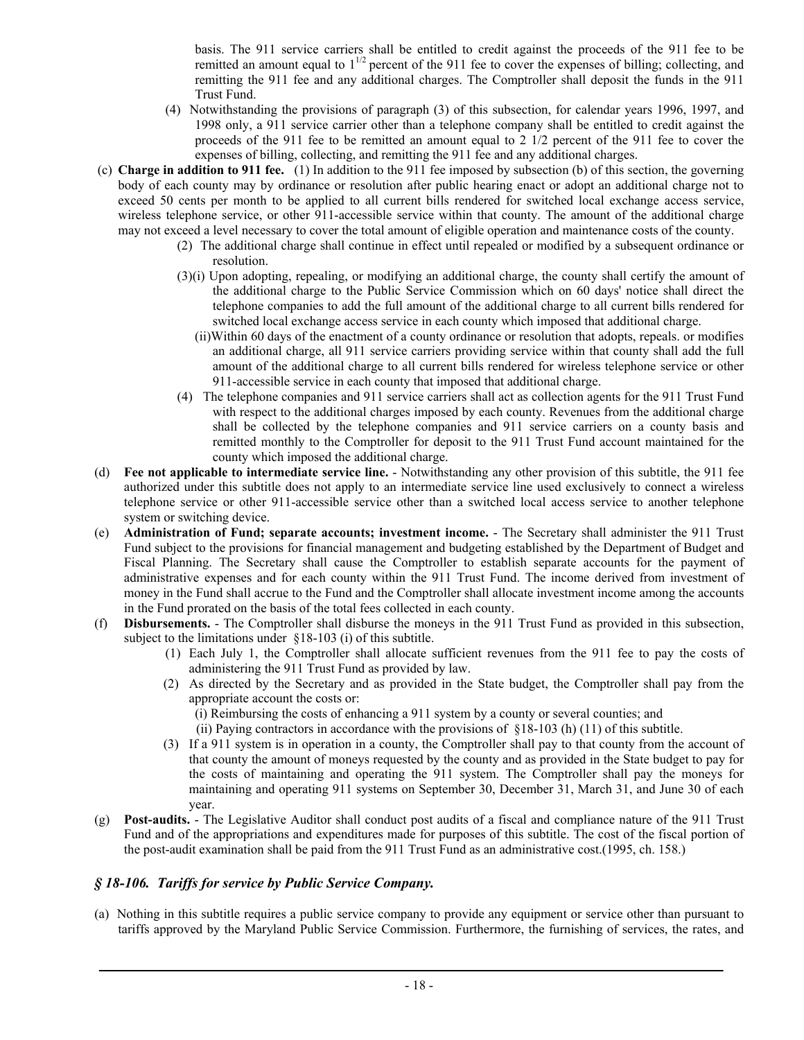basis. The 911 service carriers shall be entitled to credit against the proceeds of the 911 fee to be remitted an amount equal to $1^{1/2}$ percent of the 911 fee to cover the expenses of billing; collecting, and remitting the 911 fee and any additional charges. The Comptroller shall deposit the funds in the 911 Trust Fund.

(4) Notwithstanding the provisions of paragraph (3) of this subsection, for calendar years 1996, 1997, and 1998 only, a 911 service carrier other than a telephone company shall be entitled to credit against the proceeds of the 911 fee to be remitted an amount equal to 2 1/2 percent of the 911 fee to cover the expenses of billing, collecting, and remitting the 911 fee and any additional charges.

(c) **Charge in addition to 911 fee.** (1) In addition to the 911 fee imposed by subsection (b) of this section, the governing body of each county may by ordinance or resolution after public hearing enact or adopt an additional charge not to exceed 50 cents per month to be applied to all current bills rendered for switched local exchange access service, wireless telephone service, or other 911-accessible service within that county. The amount of the additional charge may not exceed a level necessary to cover the total amount of eligible operation and maintenance costs of the county.

(2) The additional charge shall continue in effect until repealed or modified by a subsequent ordinance or resolution.

(3)(i) Upon adopting, repealing, or modifying an additional charge, the county shall certify the amount of the additional charge to the Public Service Commission which on 60 days' notice shall direct the telephone companies to add the full amount of the additional charge to all current bills rendered for switched local exchange access service in each county which imposed that additional charge.

(ii) Within 60 days of the enactment of a county ordinance or resolution that adopts, repeals. or modifies an additional charge, all 911 service carriers providing service within that county shall add the full amount of the additional charge to all current bills rendered for wireless telephone service or other 911-accessible service in each county that imposed that additional charge.

(4) The telephone companies and 911 service carriers shall act as collection agents for the 911 Trust Fund with respect to the additional charges imposed by each county. Revenues from the additional charge shall be collected by the telephone companies and 911 service carriers on a county basis and remitted monthly to the Comptroller for deposit to the 911 Trust Fund account maintained for the county which imposed the additional charge.

(d) **Fee not applicable to intermediate service line.** - Notwithstanding any other provision of this subtitle, the 911 fee authorized under this subtitle does not apply to an intermediate service line used exclusively to connect a wireless telephone service or other 911-accessible service other than a switched local access service to another telephone system or switching device.

(e) **Administration of Fund; separate accounts; investment income.** - The Secretary shall administer the 911 Trust Fund subject to the provisions for financial management and budgeting established by the Department of Budget and Fiscal Planning. The Secretary shall cause the Comptroller to establish separate accounts for the payment of administrative expenses and for each county within the 911 Trust Fund. The income derived from investment of money in the Fund shall accrue to the Fund and the Comptroller shall allocate investment income among the accounts in the Fund prorated on the basis of the total fees collected in each county.

(f) **Disbursements.** - The Comptroller shall disburse the moneys in the 911 Trust Fund as provided in this subsection, subject to the limitations under §18-103 (i) of this subtitle.

(1) Each July 1, the Comptroller shall allocate sufficient revenues from the 911 fee to pay the costs of administering the 911 Trust Fund as provided by law.

(2) As directed by the Secretary and as provided in the State budget, the Comptroller shall pay from the appropriate account the costs or:

(i) Reimbursing the costs of enhancing a 911 system by a county or several counties; and

(ii) Paying contractors in accordance with the provisions of §18-103 (h) (11) of this subtitle.

(3) If a 911 system is in operation in a county, the Comptroller shall pay to that county from the account of that county the amount of moneys requested by the county and as provided in the State budget to pay for the costs of maintaining and operating the 911 system. The Comptroller shall pay the moneys for maintaining and operating 911 systems on September 30, December 31, March 31, and June 30 of each year.

(g) **Post-audits.** - The Legislative Auditor shall conduct post audits of a fiscal and compliance nature of the 911 Trust Fund and of the appropriations and expenditures made for purposes of this subtitle. The cost of the fiscal portion of the post-audit examination shall be paid from the 911 Trust Fund as an administrative cost.(1995, ch. 158.)

## *§ 18-106. Tariffs for service by Public Service Company.*

(a) Nothing in this subtitle requires a public service company to provide any equipment or service other than pursuant to tariffs approved by the Maryland Public Service Commission. Furthermore, the furnishing of services, the rates, and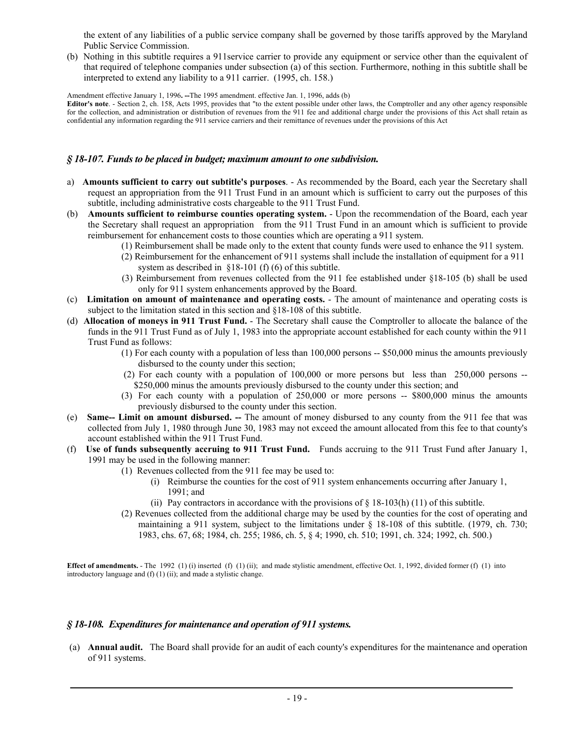the extent of any liabilities of a public service company shall be governed by those tariffs approved by the Maryland Public Service Commission.

(b) Nothing in this subtitle requires a 911service carrier to provide any equipment or service other than the equivalent of that required of telephone companies under subsection (a) of this section. Furthermore, nothing in this subtitle shall be interpreted to extend any liability to a 911 carrier. (1995, ch. 158.)

Amendment effective January 1, 1996**. --**The 1995 amendment. effective Jan. 1, 1996, adds (b)

**Editor's note**. - Section 2, ch. 158, Acts 1995, provides that "to the extent possible under other laws, the Comptroller and any other agency responsible for the collection, and administration or distribution of revenues from the 911 fee and additional charge under the provisions of this Act shall retain as confidential any information regarding the 911 service carriers and their remittance of revenues under the provisions of this Act

### *§ 18-107. Funds to be placed in budget; maximum amount to one subdivision.*

a) **Amounts sufficient to carry out subtitle's purposes**. - As recommended by the Board, each year the Secretary shall request an appropriation from the 911 Trust Fund in an amount which is sufficient to carry out the purposes of this subtitle, including administrative costs chargeable to the 911 Trust Fund.

(b) **Amounts sufficient to reimburse counties operating system.** - Upon the recommendation of the Board, each year the Secretary shall request an appropriation from the 911 Trust Fund in an amount which is sufficient to provide reimbursement for enhancement costs to those counties which are operating a 911 system.

  (1) Reimbursement shall be made only to the extent that county funds were used to enhance the 911 system.

  (2) Reimbursement for the enhancement of 911 systems shall include the installation of equipment for a 911 system as described in §18-101 (f) (6) of this subtitle.

  (3) Reimbursement from revenues collected from the 911 fee established under §18-105 (b) shall be used only for 911 system enhancements approved by the Board.

(c) **Limitation on amount of maintenance and operating costs.** - The amount of maintenance and operating costs is subject to the limitation stated in this section and §18-108 of this subtitle.

(d) **Allocation of moneys in 911 Trust Fund.** - The Secretary shall cause the Comptroller to allocate the balance of the funds in the 911 Trust Fund as of July 1, 1983 into the appropriate account established for each county within the 911 Trust Fund as follows:

  (1) For each county with a population of less than 100,000 persons -- $50,000 minus the amounts previously disbursed to the county under this section;

  (2) For each county with a population of 100,000 or more persons but less than 250,000 persons -- $250,000 minus the amounts previously disbursed to the county under this section; and

  (3) For each county with a population of 250,000 or more persons -- $800,000 minus the amounts previously disbursed to the county under this section.

(e) **Same-- Limit on amount disbursed. --** The amount of money disbursed to any county from the 911 fee that was collected from July 1, 1980 through June 30, 1983 may not exceed the amount allocated from this fee to that county's account established within the 911 Trust Fund.

(f) **Use of funds subsequently accruing to 911 Trust Fund.** Funds accruing to the 911 Trust Fund after January 1, 1991 may be used in the following manner:

  (1) Revenues collected from the 911 fee may be used to:

    (i) Reimburse the counties for the cost of 911 system enhancements occurring after January 1, 1991; and

    (ii) Pay contractors in accordance with the provisions of § 18-103(h) (11) of this subtitle.

  (2) Revenues collected from the additional charge may be used by the counties for the cost of operating and maintaining a 911 system, subject to the limitations under § 18-108 of this subtitle. (1979, ch. 730; 1983, chs. 67, 68; 1984, ch. 255; 1986, ch. 5, § 4; 1990, ch. 510; 1991, ch. 324; 1992, ch. 500.)

**Effect of amendments.** - The 1992 (1) (i) inserted (f) (1) (ii); and made stylistic amendment, effective Oct. 1, 1992, divided former (f) (1) into introductory language and (f) (1) (ii); and made a stylistic change.

### *§ 18-108. Expenditures for maintenance and operation of 911 systems.*

(a) **Annual audit.** The Board shall provide for an audit of each county's expenditures for the maintenance and operation of 911 systems.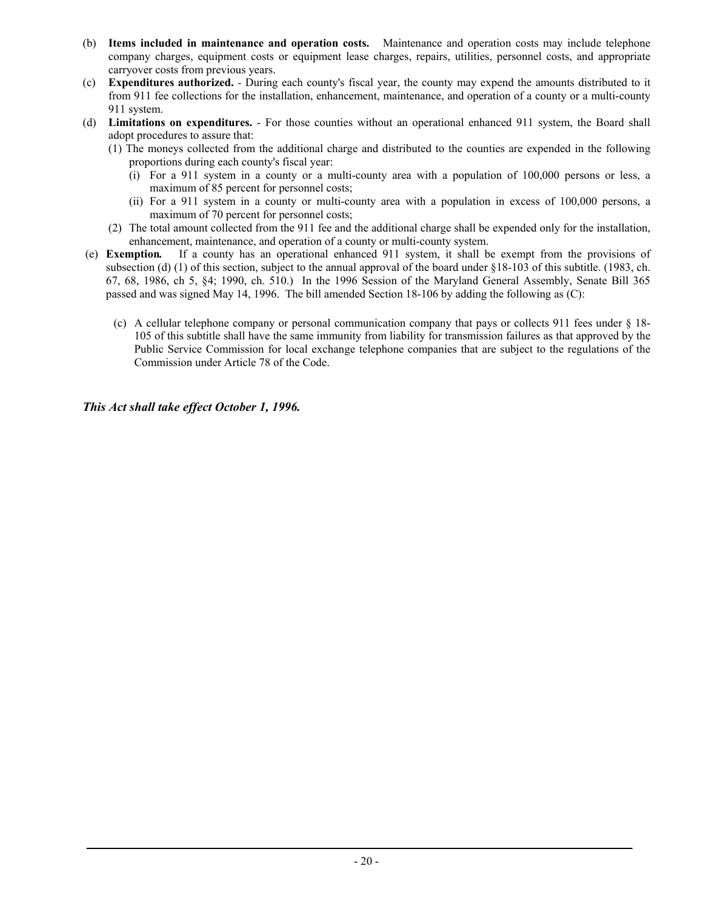(b) **Items included in maintenance and operation costs.** Maintenance and operation costs may include telephone company charges, equipment costs or equipment lease charges, repairs, utilities, personnel costs, and appropriate carryover costs from previous years.

(c) **Expenditures authorized.** - During each county's fiscal year, the county may expend the amounts distributed to it from 911 fee collections for the installation, enhancement, maintenance, and operation of a county or a multi-county 911 system.

(d) **Limitations on expenditures.** - For those counties without an operational enhanced 911 system, the Board shall adopt procedures to assure that:

(1) The moneys collected from the additional charge and distributed to the counties are expended in the following proportions during each county's fiscal year:

(i) For a 911 system in a county or a multi-county area with a population of 100,000 persons or less, a maximum of 85 percent for personnel costs;

(ii) For a 911 system in a county or multi-county area with a population in excess of 100,000 persons, a maximum of 70 percent for personnel costs;

(2) The total amount collected from the 911 fee and the additional charge shall be expended only for the installation, enhancement, maintenance, and operation of a county or multi-county system.

(e) ***Exemption.*** If a county has an operational enhanced 911 system, it shall be exempt from the provisions of subsection (d) (1) of this section, subject to the annual approval of the board under §18-103 of this subtitle. (1983, ch. 67, 68, 1986, ch 5, §4; 1990, ch. 510.) In the 1996 Session of the Maryland General Assembly, Senate Bill 365 passed and was signed May 14, 1996. The bill amended Section 18-106 by adding the following as (C):

(c) A cellular telephone company or personal communication company that pays or collects 911 fees under § 18-105 of this subtitle shall have the same immunity from liability for transmission failures as that approved by the Public Service Commission for local exchange telephone companies that are subject to the regulations of the Commission under Article 78 of the Code.

***This Act shall take effect October 1, 1996.***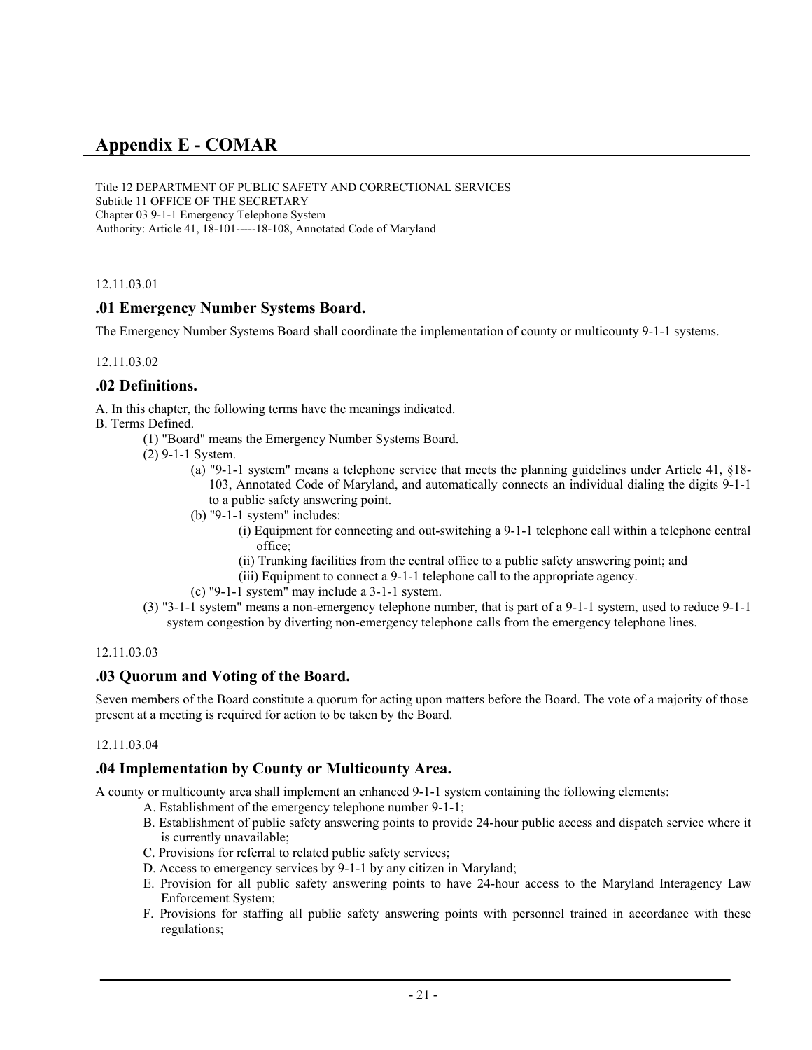# Appendix E - COMAR

Title 12 DEPARTMENT OF PUBLIC SAFETY AND CORRECTIONAL SERVICES
Subtitle 11 OFFICE OF THE SECRETARY
Chapter 03 9-1-1 Emergency Telephone System
Authority: Article 41, 18-101-----18-108, Annotated Code of Maryland

12.11.03.01

## .01 Emergency Number Systems Board.

The Emergency Number Systems Board shall coordinate the implementation of county or multicounty 9-1-1 systems.

12.11.03.02

## .02 Definitions.

A. In this chapter, the following terms have the meanings indicated.

B. Terms Defined.

- (1) "Board" means the Emergency Number Systems Board.
- (2) 9-1-1 System.
  - (a) "9-1-1 system" means a telephone service that meets the planning guidelines under Article 41, §18-103, Annotated Code of Maryland, and automatically connects an individual dialing the digits 9-1-1 to a public safety answering point.
  - (b) "9-1-1 system" includes:
    - (i) Equipment for connecting and out-switching a 9-1-1 telephone call within a telephone central office;
    - (ii) Trunking facilities from the central office to a public safety answering point; and
    - (iii) Equipment to connect a 9-1-1 telephone call to the appropriate agency.
  - (c) "9-1-1 system" may include a 3-1-1 system.
- (3) "3-1-1 system" means a non-emergency telephone number, that is part of a 9-1-1 system, used to reduce 9-1-1 system congestion by diverting non-emergency telephone calls from the emergency telephone lines.

12.11.03.03

## .03 Quorum and Voting of the Board.

Seven members of the Board constitute a quorum for acting upon matters before the Board. The vote of a majority of those present at a meeting is required for action to be taken by the Board.

12.11.03.04

## .04 Implementation by County or Multicounty Area.

A county or multicounty area shall implement an enhanced 9-1-1 system containing the following elements:

- A. Establishment of the emergency telephone number 9-1-1;
- B. Establishment of public safety answering points to provide 24-hour public access and dispatch service where it is currently unavailable;
- C. Provisions for referral to related public safety services;
- D. Access to emergency services by 9-1-1 by any citizen in Maryland;
- E. Provision for all public safety answering points to have 24-hour access to the Maryland Interagency Law Enforcement System;
- F. Provisions for staffing all public safety answering points with personnel trained in accordance with these regulations;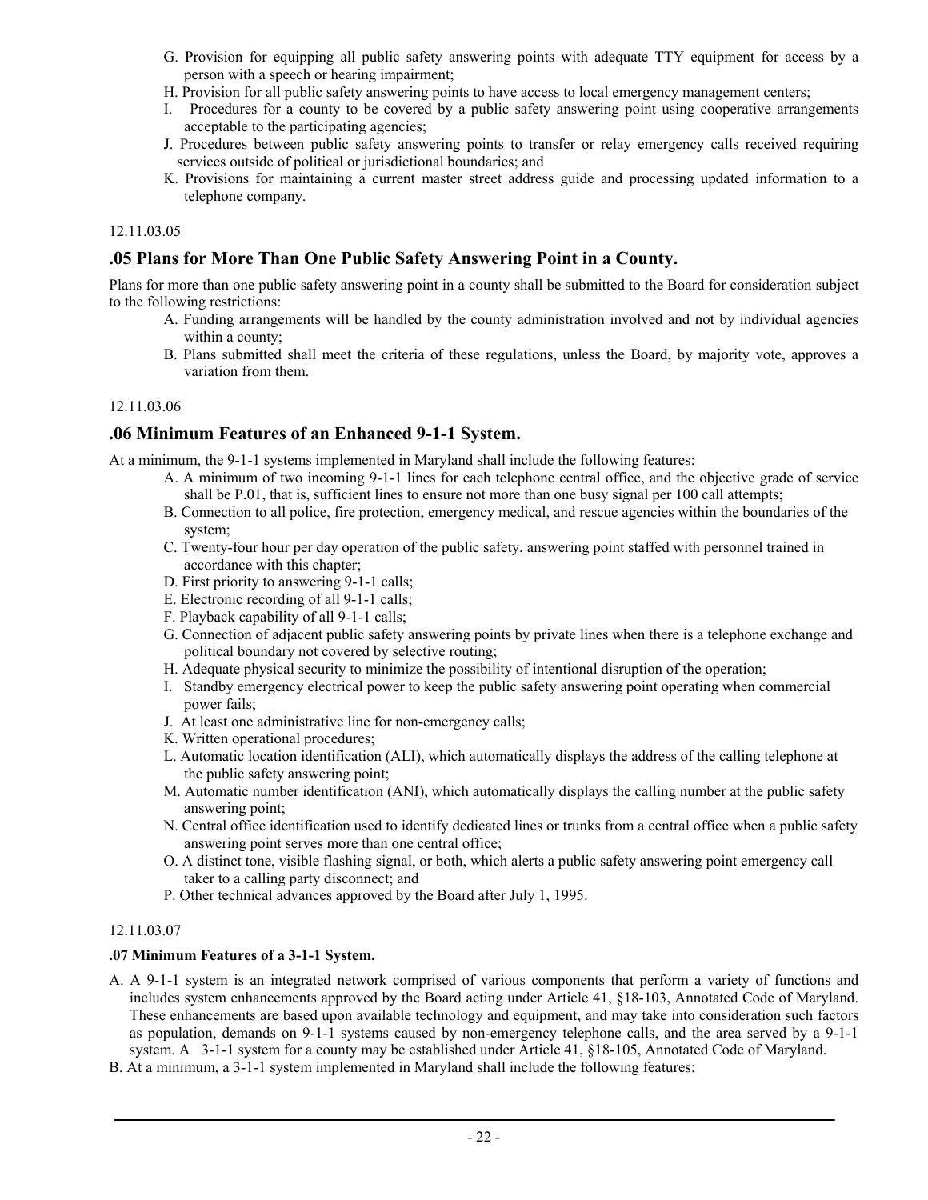G. Provision for equipping all public safety answering points with adequate TTY equipment for access by a person with a speech or hearing impairment;

H. Provision for all public safety answering points to have access to local emergency management centers;

I. Procedures for a county to be covered by a public safety answering point using cooperative arrangements acceptable to the participating agencies;

J. Procedures between public safety answering points to transfer or relay emergency calls received requiring services outside of political or jurisdictional boundaries; and

K. Provisions for maintaining a current master street address guide and processing updated information to a telephone company.

12.11.03.05

## .05 Plans for More Than One Public Safety Answering Point in a County.

Plans for more than one public safety answering point in a county shall be submitted to the Board for consideration subject to the following restrictions:

A. Funding arrangements will be handled by the county administration involved and not by individual agencies within a county;

B. Plans submitted shall meet the criteria of these regulations, unless the Board, by majority vote, approves a variation from them.

12.11.03.06

## .06 Minimum Features of an Enhanced 9-1-1 System.

At a minimum, the 9-1-1 systems implemented in Maryland shall include the following features:

A. A minimum of two incoming 9-1-1 lines for each telephone central office, and the objective grade of service shall be P.01, that is, sufficient lines to ensure not more than one busy signal per 100 call attempts;

B. Connection to all police, fire protection, emergency medical, and rescue agencies within the boundaries of the system;

C. Twenty-four hour per day operation of the public safety, answering point staffed with personnel trained in accordance with this chapter;

D. First priority to answering 9-1-1 calls;

E. Electronic recording of all 9-1-1 calls;

F. Playback capability of all 9-1-1 calls;

G. Connection of adjacent public safety answering points by private lines when there is a telephone exchange and political boundary not covered by selective routing;

H. Adequate physical security to minimize the possibility of intentional disruption of the operation;

I. Standby emergency electrical power to keep the public safety answering point operating when commercial power fails;

J. At least one administrative line for non-emergency calls;

K. Written operational procedures;

L. Automatic location identification (ALI), which automatically displays the address of the calling telephone at the public safety answering point;

M. Automatic number identification (ANI), which automatically displays the calling number at the public safety answering point;

N. Central office identification used to identify dedicated lines or trunks from a central office when a public safety answering point serves more than one central office;

O. A distinct tone, visible flashing signal, or both, which alerts a public safety answering point emergency call taker to a calling party disconnect; and

P. Other technical advances approved by the Board after July 1, 1995.

12.11.03.07

**.07 Minimum Features of a 3-1-1 System.**

A. A 9-1-1 system is an integrated network comprised of various components that perform a variety of functions and includes system enhancements approved by the Board acting under Article 41, §18-103, Annotated Code of Maryland. These enhancements are based upon available technology and equipment, and may take into consideration such factors as population, demands on 9-1-1 systems caused by non-emergency telephone calls, and the area served by a 9-1-1 system. A 3-1-1 system for a county may be established under Article 41, §18-105, Annotated Code of Maryland.

B. At a minimum, a 3-1-1 system implemented in Maryland shall include the following features: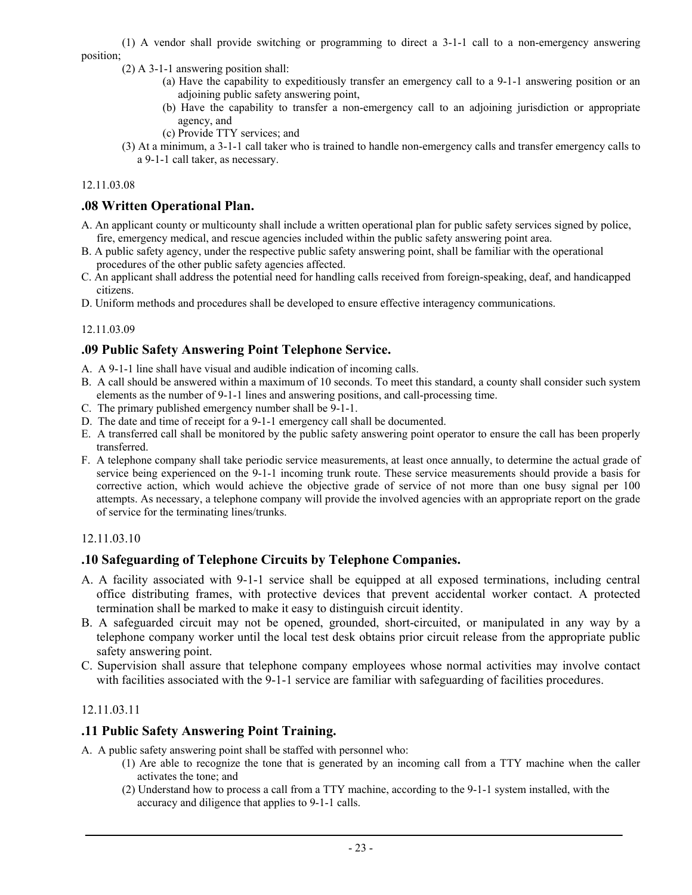(1) A vendor shall provide switching or programming to direct a 3-1-1 call to a non-emergency answering position;

(2) A 3-1-1 answering position shall:

(a) Have the capability to expeditiously transfer an emergency call to a 9-1-1 answering position or an adjoining public safety answering point,

(b) Have the capability to transfer a non-emergency call to an adjoining jurisdiction or appropriate agency, and

(c) Provide TTY services; and

(3) At a minimum, a 3-1-1 call taker who is trained to handle non-emergency calls and transfer emergency calls to a 9-1-1 call taker, as necessary.

12.11.03.08

## .08 Written Operational Plan.

A. An applicant county or multicounty shall include a written operational plan for public safety services signed by police, fire, emergency medical, and rescue agencies included within the public safety answering point area.

B. A public safety agency, under the respective public safety answering point, shall be familiar with the operational procedures of the other public safety agencies affected.

C. An applicant shall address the potential need for handling calls received from foreign-speaking, deaf, and handicapped citizens.

D. Uniform methods and procedures shall be developed to ensure effective interagency communications.

12.11.03.09

## .09 Public Safety Answering Point Telephone Service.

A. A 9-1-1 line shall have visual and audible indication of incoming calls.

B. A call should be answered within a maximum of 10 seconds. To meet this standard, a county shall consider such system elements as the number of 9-1-1 lines and answering positions, and call-processing time.

C. The primary published emergency number shall be 9-1-1.

D. The date and time of receipt for a 9-1-1 emergency call shall be documented.

E. A transferred call shall be monitored by the public safety answering point operator to ensure the call has been properly transferred.

F. A telephone company shall take periodic service measurements, at least once annually, to determine the actual grade of service being experienced on the 9-1-1 incoming trunk route. These service measurements should provide a basis for corrective action, which would achieve the objective grade of service of not more than one busy signal per 100 attempts. As necessary, a telephone company will provide the involved agencies with an appropriate report on the grade of service for the terminating lines/trunks.

12.11.03.10

## .10 Safeguarding of Telephone Circuits by Telephone Companies.

A. A facility associated with 9-1-1 service shall be equipped at all exposed terminations, including central office distributing frames, with protective devices that prevent accidental worker contact. A protected termination shall be marked to make it easy to distinguish circuit identity.

B. A safeguarded circuit may not be opened, grounded, short-circuited, or manipulated in any way by a telephone company worker until the local test desk obtains prior circuit release from the appropriate public safety answering point.

C. Supervision shall assure that telephone company employees whose normal activities may involve contact with facilities associated with the 9-1-1 service are familiar with safeguarding of facilities procedures.

12.11.03.11

## .11 Public Safety Answering Point Training.

A. A public safety answering point shall be staffed with personnel who:

(1) Are able to recognize the tone that is generated by an incoming call from a TTY machine when the caller activates the tone; and

(2) Understand how to process a call from a TTY machine, according to the 9-1-1 system installed, with the accuracy and diligence that applies to 9-1-1 calls.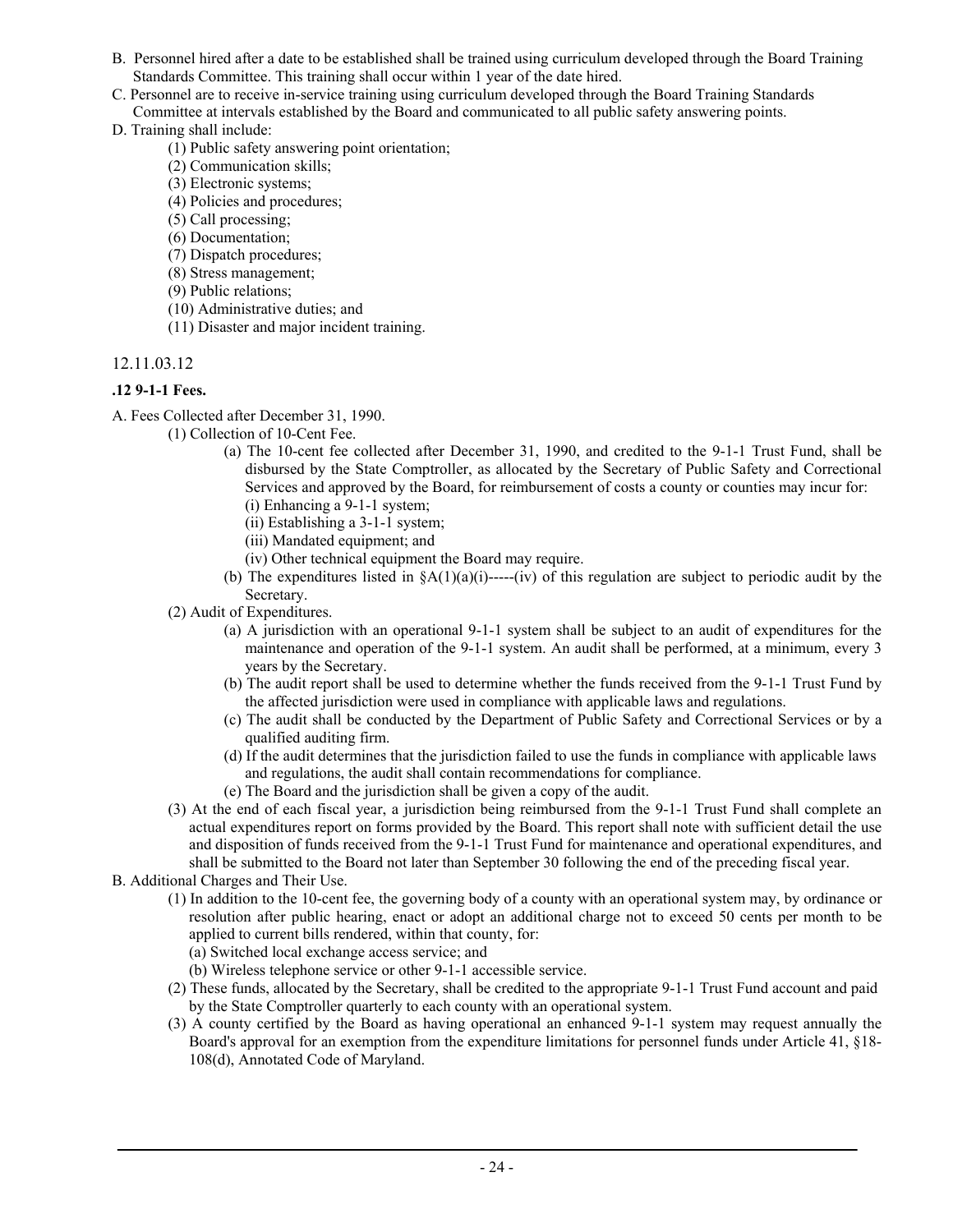B. Personnel hired after a date to be established shall be trained using curriculum developed through the Board Training Standards Committee. This training shall occur within 1 year of the date hired.

C. Personnel are to receive in-service training using curriculum developed through the Board Training Standards Committee at intervals established by the Board and communicated to all public safety answering points.

D. Training shall include:

(1) Public safety answering point orientation;

(2) Communication skills;

(3) Electronic systems;

(4) Policies and procedures;

(5) Call processing;

(6) Documentation;

(7) Dispatch procedures;

(8) Stress management;

(9) Public relations;

(10) Administrative duties; and

(11) Disaster and major incident training.

12.11.03.12

**.12 9-1-1 Fees.**

A. Fees Collected after December 31, 1990.

(1) Collection of 10-Cent Fee.

(a) The 10-cent fee collected after December 31, 1990, and credited to the 9-1-1 Trust Fund, shall be disbursed by the State Comptroller, as allocated by the Secretary of Public Safety and Correctional Services and approved by the Board, for reimbursement of costs a county or counties may incur for:

(i) Enhancing a 9-1-1 system;

(ii) Establishing a 3-1-1 system;

(iii) Mandated equipment; and

(iv) Other technical equipment the Board may require.

(b) The expenditures listed in §A(1)(a)(i)-----(iv) of this regulation are subject to periodic audit by the Secretary.

(2) Audit of Expenditures.

(a) A jurisdiction with an operational 9-1-1 system shall be subject to an audit of expenditures for the maintenance and operation of the 9-1-1 system. An audit shall be performed, at a minimum, every 3 years by the Secretary.

(b) The audit report shall be used to determine whether the funds received from the 9-1-1 Trust Fund by the affected jurisdiction were used in compliance with applicable laws and regulations.

(c) The audit shall be conducted by the Department of Public Safety and Correctional Services or by a qualified auditing firm.

(d) If the audit determines that the jurisdiction failed to use the funds in compliance with applicable laws and regulations, the audit shall contain recommendations for compliance.

(e) The Board and the jurisdiction shall be given a copy of the audit.

(3) At the end of each fiscal year, a jurisdiction being reimbursed from the 9-1-1 Trust Fund shall complete an actual expenditures report on forms provided by the Board. This report shall note with sufficient detail the use and disposition of funds received from the 9-1-1 Trust Fund for maintenance and operational expenditures, and shall be submitted to the Board not later than September 30 following the end of the preceding fiscal year.

B. Additional Charges and Their Use.

(1) In addition to the 10-cent fee, the governing body of a county with an operational system may, by ordinance or resolution after public hearing, enact or adopt an additional charge not to exceed 50 cents per month to be applied to current bills rendered, within that county, for:

(a) Switched local exchange access service; and

(b) Wireless telephone service or other 9-1-1 accessible service.

(2) These funds, allocated by the Secretary, shall be credited to the appropriate 9-1-1 Trust Fund account and paid by the State Comptroller quarterly to each county with an operational system.

(3) A county certified by the Board as having operational an enhanced 9-1-1 system may request annually the Board's approval for an exemption from the expenditure limitations for personnel funds under Article 41, §18-108(d), Annotated Code of Maryland.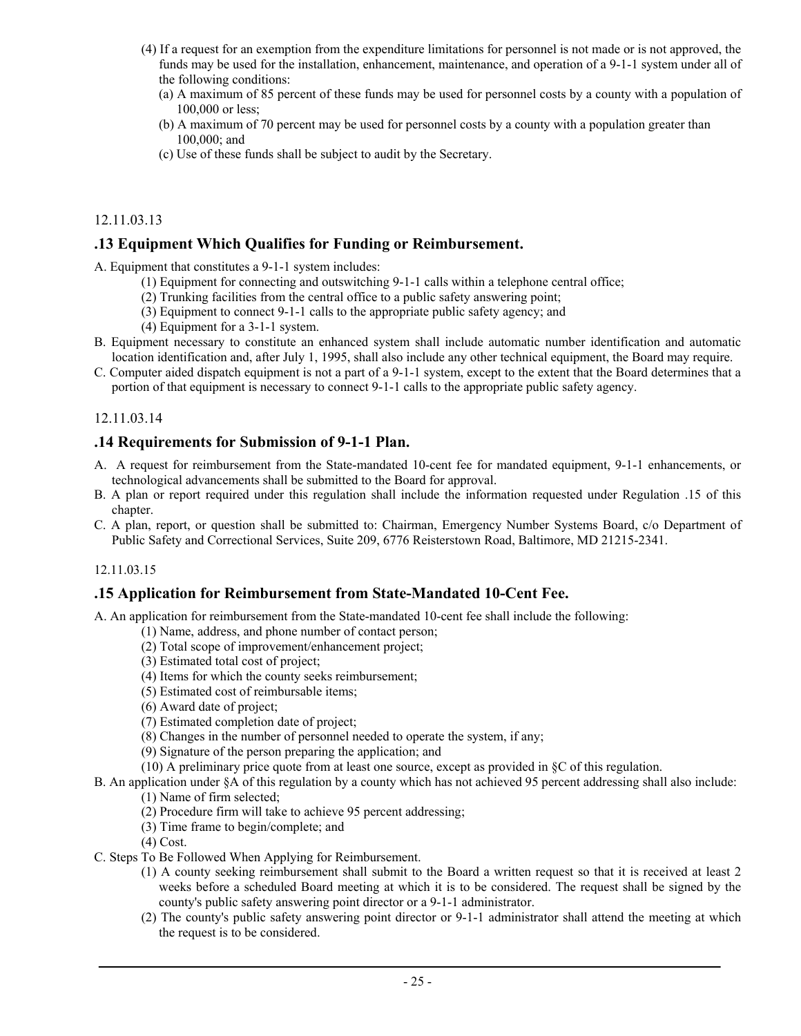(4) If a request for an exemption from the expenditure limitations for personnel is not made or is not approved, the funds may be used for the installation, enhancement, maintenance, and operation of a 9-1-1 system under all of the following conditions:

(a) A maximum of 85 percent of these funds may be used for personnel costs by a county with a population of 100,000 or less;

(b) A maximum of 70 percent may be used for personnel costs by a county with a population greater than 100,000; and

(c) Use of these funds shall be subject to audit by the Secretary.

12.11.03.13

## .13 Equipment Which Qualifies for Funding or Reimbursement.

A. Equipment that constitutes a 9-1-1 system includes:

(1) Equipment for connecting and outswitching 9-1-1 calls within a telephone central office;

(2) Trunking facilities from the central office to a public safety answering point;

(3) Equipment to connect 9-1-1 calls to the appropriate public safety agency; and

(4) Equipment for a 3-1-1 system.

B. Equipment necessary to constitute an enhanced system shall include automatic number identification and automatic location identification and, after July 1, 1995, shall also include any other technical equipment, the Board may require.

C. Computer aided dispatch equipment is not a part of a 9-1-1 system, except to the extent that the Board determines that a portion of that equipment is necessary to connect 9-1-1 calls to the appropriate public safety agency.

12.11.03.14

## .14 Requirements for Submission of 9-1-1 Plan.

A. A request for reimbursement from the State-mandated 10-cent fee for mandated equipment, 9-1-1 enhancements, or technological advancements shall be submitted to the Board for approval.

B. A plan or report required under this regulation shall include the information requested under Regulation .15 of this chapter.

C. A plan, report, or question shall be submitted to: Chairman, Emergency Number Systems Board, c/o Department of Public Safety and Correctional Services, Suite 209, 6776 Reisterstown Road, Baltimore, MD 21215-2341.

12.11.03.15

## .15 Application for Reimbursement from State-Mandated 10-Cent Fee.

A. An application for reimbursement from the State-mandated 10-cent fee shall include the following:

(1) Name, address, and phone number of contact person;

(2) Total scope of improvement/enhancement project;

(3) Estimated total cost of project;

(4) Items for which the county seeks reimbursement;

(5) Estimated cost of reimbursable items;

(6) Award date of project;

(7) Estimated completion date of project;

(8) Changes in the number of personnel needed to operate the system, if any;

(9) Signature of the person preparing the application; and

(10) A preliminary price quote from at least one source, except as provided in §C of this regulation.

B. An application under §A of this regulation by a county which has not achieved 95 percent addressing shall also include:

(1) Name of firm selected;

(2) Procedure firm will take to achieve 95 percent addressing;

(3) Time frame to begin/complete; and

(4) Cost.

C. Steps To Be Followed When Applying for Reimbursement.

(1) A county seeking reimbursement shall submit to the Board a written request so that it is received at least 2 weeks before a scheduled Board meeting at which it is to be considered. The request shall be signed by the county's public safety answering point director or a 9-1-1 administrator.

(2) The county's public safety answering point director or 9-1-1 administrator shall attend the meeting at which the request is to be considered.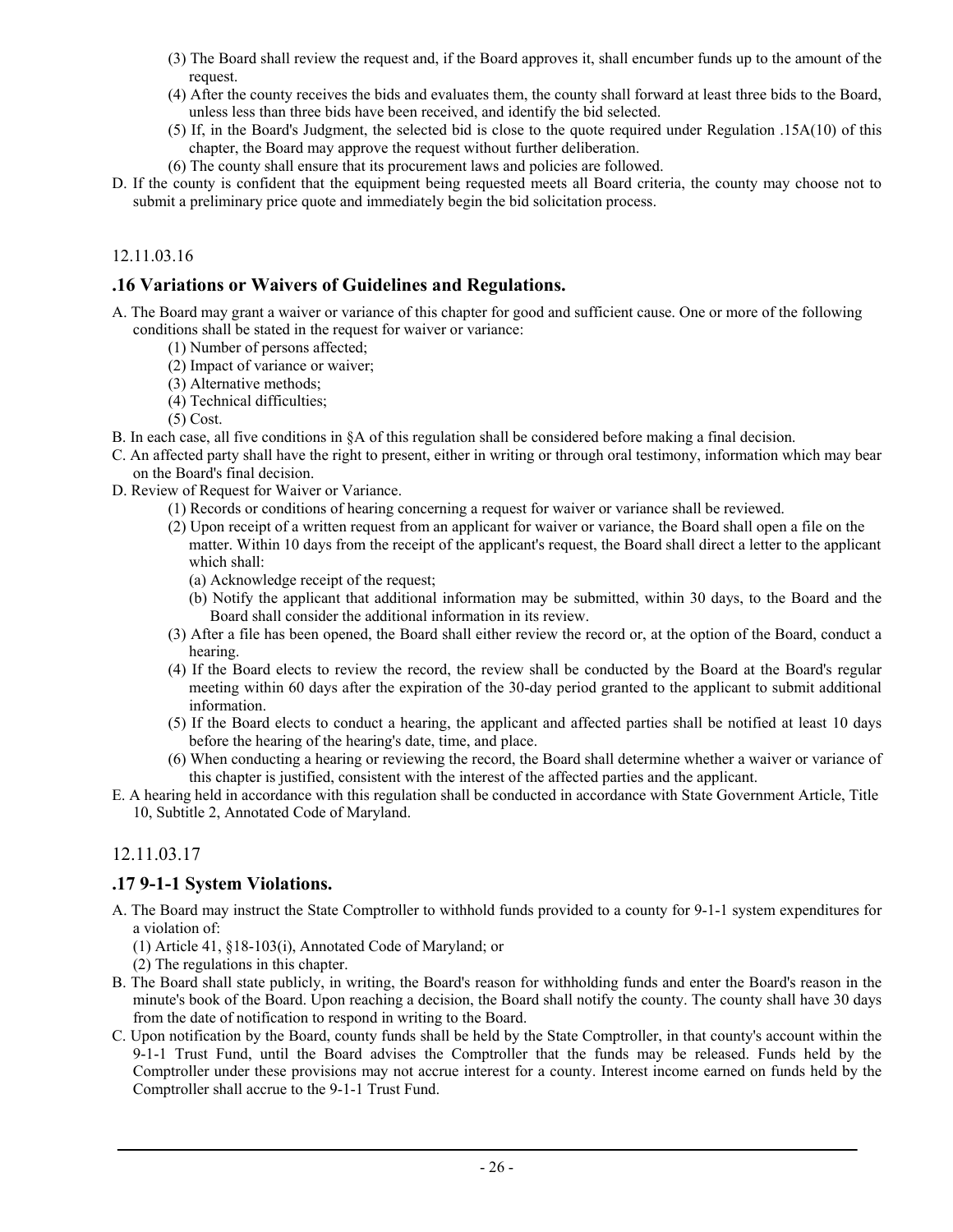(3) The Board shall review the request and, if the Board approves it, shall encumber funds up to the amount of the request.

(4) After the county receives the bids and evaluates them, the county shall forward at least three bids to the Board, unless less than three bids have been received, and identify the bid selected.

(5) If, in the Board's Judgment, the selected bid is close to the quote required under Regulation .15A(10) of this chapter, the Board may approve the request without further deliberation.

(6) The county shall ensure that its procurement laws and policies are followed.

D. If the county is confident that the equipment being requested meets all Board criteria, the county may choose not to submit a preliminary price quote and immediately begin the bid solicitation process.

12.11.03.16

## .16 Variations or Waivers of Guidelines and Regulations.

A. The Board may grant a waiver or variance of this chapter for good and sufficient cause. One or more of the following conditions shall be stated in the request for waiver or variance:

(1) Number of persons affected;

(2) Impact of variance or waiver;

(3) Alternative methods;

(4) Technical difficulties;

(5) Cost.

B. In each case, all five conditions in §A of this regulation shall be considered before making a final decision.

C. An affected party shall have the right to present, either in writing or through oral testimony, information which may bear on the Board's final decision.

D. Review of Request for Waiver or Variance.

(1) Records or conditions of hearing concerning a request for waiver or variance shall be reviewed.

(2) Upon receipt of a written request from an applicant for waiver or variance, the Board shall open a file on the matter. Within 10 days from the receipt of the applicant's request, the Board shall direct a letter to the applicant which shall:

(a) Acknowledge receipt of the request;

(b) Notify the applicant that additional information may be submitted, within 30 days, to the Board and the Board shall consider the additional information in its review.

(3) After a file has been opened, the Board shall either review the record or, at the option of the Board, conduct a hearing.

(4) If the Board elects to review the record, the review shall be conducted by the Board at the Board's regular meeting within 60 days after the expiration of the 30-day period granted to the applicant to submit additional information.

(5) If the Board elects to conduct a hearing, the applicant and affected parties shall be notified at least 10 days before the hearing of the hearing's date, time, and place.

(6) When conducting a hearing or reviewing the record, the Board shall determine whether a waiver or variance of this chapter is justified, consistent with the interest of the affected parties and the applicant.

E. A hearing held in accordance with this regulation shall be conducted in accordance with State Government Article, Title 10, Subtitle 2, Annotated Code of Maryland.

12.11.03.17

## .17 9-1-1 System Violations.

A. The Board may instruct the State Comptroller to withhold funds provided to a county for 9-1-1 system expenditures for a violation of:

(1) Article 41, §18-103(i), Annotated Code of Maryland; or

(2) The regulations in this chapter.

B. The Board shall state publicly, in writing, the Board's reason for withholding funds and enter the Board's reason in the minute's book of the Board. Upon reaching a decision, the Board shall notify the county. The county shall have 30 days from the date of notification to respond in writing to the Board.

C. Upon notification by the Board, county funds shall be held by the State Comptroller, in that county's account within the 9-1-1 Trust Fund, until the Board advises the Comptroller that the funds may be released. Funds held by the Comptroller under these provisions may not accrue interest for a county. Interest income earned on funds held by the Comptroller shall accrue to the 9-1-1 Trust Fund.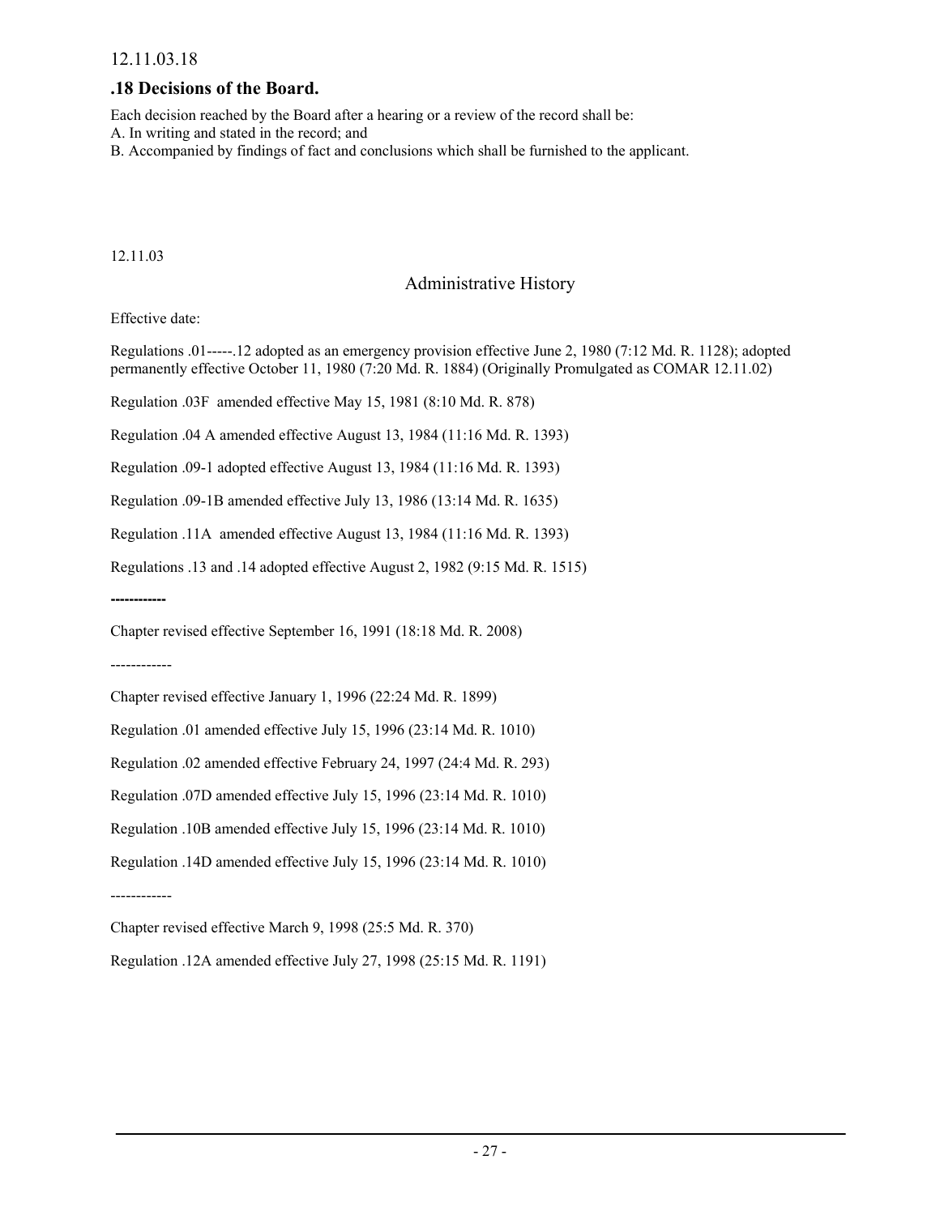12.11.03.18

### .18 Decisions of the Board.

Each decision reached by the Board after a hearing or a review of the record shall be:

A. In writing and stated in the record; and

B. Accompanied by findings of fact and conclusions which shall be furnished to the applicant.

12.11.03

## Administrative History

Effective date:

Regulations .01-----.12 adopted as an emergency provision effective June 2, 1980 (7:12 Md. R. 1128); adopted permanently effective October 11, 1980 (7:20 Md. R. 1884) (Originally Promulgated as COMAR 12.11.02)

Regulation .03F amended effective May 15, 1981 (8:10 Md. R. 878)

Regulation .04 A amended effective August 13, 1984 (11:16 Md. R. 1393)

Regulation .09-1 adopted effective August 13, 1984 (11:16 Md. R. 1393)

Regulation .09-1B amended effective July 13, 1986 (13:14 Md. R. 1635)

Regulation .11A amended effective August 13, 1984 (11:16 Md. R. 1393)

Regulations .13 and .14 adopted effective August 2, 1982 (9:15 Md. R. 1515)

**-----------**

Chapter revised effective September 16, 1991 (18:18 Md. R. 2008)

------------

Chapter revised effective January 1, 1996 (22:24 Md. R. 1899)

Regulation .01 amended effective July 15, 1996 (23:14 Md. R. 1010)

Regulation .02 amended effective February 24, 1997 (24:4 Md. R. 293)

Regulation .07D amended effective July 15, 1996 (23:14 Md. R. 1010)

Regulation .10B amended effective July 15, 1996 (23:14 Md. R. 1010)

Regulation .14D amended effective July 15, 1996 (23:14 Md. R. 1010)

------------

Chapter revised effective March 9, 1998 (25:5 Md. R. 370)

Regulation .12A amended effective July 27, 1998 (25:15 Md. R. 1191)